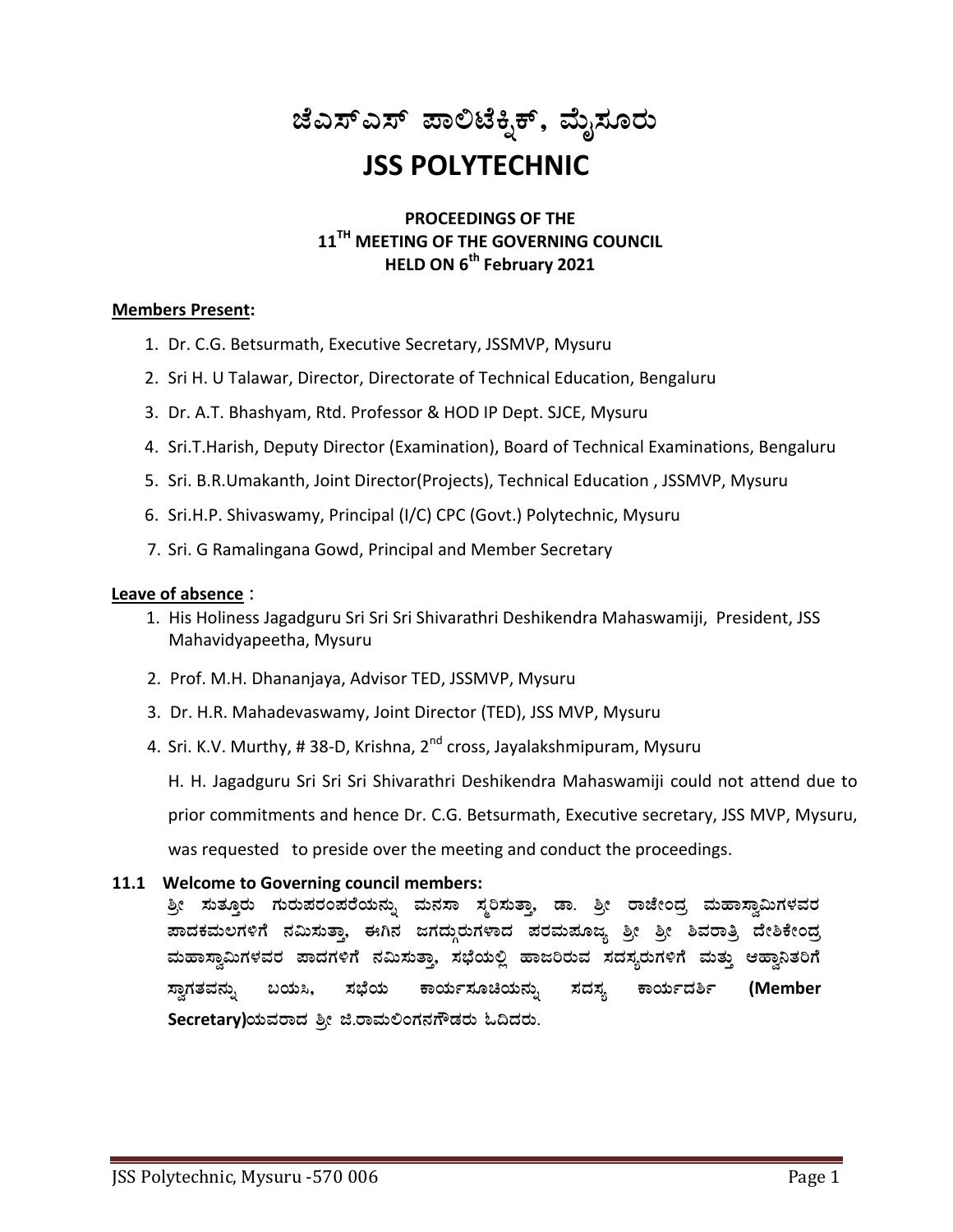# ಜೆಎಸ್‌ಎಸ್ ಪಾಲಿಟೆಕ್ನಿಕ್, ಮೈಸೂರು

# JSS POLYTECHNIC

### PROCEEDINGS OF THE 11TH MEETING OF THE GOVERNING COUNCIL HELD ON 6th February 2021

**Members Present:**

1. Dr. C.G. Betsurmath, Executive Secretary, JSSMVP, Mysuru
2. Sri H. U Talawar, Director, Directorate of Technical Education, Bengaluru
3. Dr. A.T. Bhashyam, Rtd. Professor & HOD IP Dept. SJCE, Mysuru
4. Sri.T.Harish, Deputy Director (Examination), Board of Technical Examinations, Bengaluru
5. Sri. B.R.Umakanth, Joint Director(Projects), Technical Education , JSSMVP, Mysuru
6. Sri.H.P. Shivaswamy, Principal (I/C) CPC (Govt.) Polytechnic, Mysuru
7. Sri. G Ramalingana Gowd, Principal and Member Secretary

**Leave of absence** :

1. His Holiness Jagadguru Sri Sri Sri Shivarathri Deshikendra Mahaswamiji, President, JSS Mahavidyapeetha, Mysuru
2. Prof. M.H. Dhananjaya, Advisor TED, JSSMVP, Mysuru
3. Dr. H.R. Mahadevaswamy, Joint Director (TED), JSS MVP, Mysuru
4. Sri. K.V. Murthy, # 38-D, Krishna, 2nd cross, Jayalakshmipuram, Mysuru

H. H. Jagadguru Sri Sri Sri Shivarathri Deshikendra Mahaswamiji could not attend due to prior commitments and hence Dr. C.G. Betsurmath, Executive secretary, JSS MVP, Mysuru, was requested to preside over the meeting and conduct the proceedings.

**11.1 Welcome to Governing council members:**

ಶ್ರೀ ಸುತ್ತೂರು ಗುರುಪರಂಪರೆಯನ್ನು ಮನಸಾ ಸ್ಮರಿಸುತ್ತಾ, ಡಾ. ಶ್ರೀ ರಾಜೇಂದ್ರ ಮಹಾಸ್ವಾಮಿಗಳವರ ಪಾದಕಮಲಗಳಿಗೆ ನಮಿಸುತ್ತಾ, ಈಗಿನ ಜಗದ್ಗುರುಗಳಾದ ಪರಮಪೂಜ್ಯ ಶ್ರೀ ಶ್ರೀ ಶಿವರಾತ್ರಿ ದೇಶಿಕೇಂದ್ರ ಮಹಾಸ್ವಾಮಿಗಳವರ ಪಾದಗಳಿಗೆ ನಮಿಸುತ್ತಾ, ಸಭೆಯಲ್ಲಿ ಹಾಜರಿರುವ ಸದಸ್ಯರುಗಳಿಗೆ ಮತ್ತು ಆಹ್ವಾನಿತರಿಗೆ ಸ್ವಾಗತವನ್ನು ಬಯಸಿ, ಸಭೆಯ ಕಾರ್ಯಸೂಚಿಯನ್ನು ಸದಸ್ಯ ಕಾರ್ಯದರ್ಶಿ **(Member Secretary)**ಯವರಾದ ಶ್ರೀ ಜಿ.ರಾಮಲಿಂಗನಗೌಡರು ಓದಿದರು.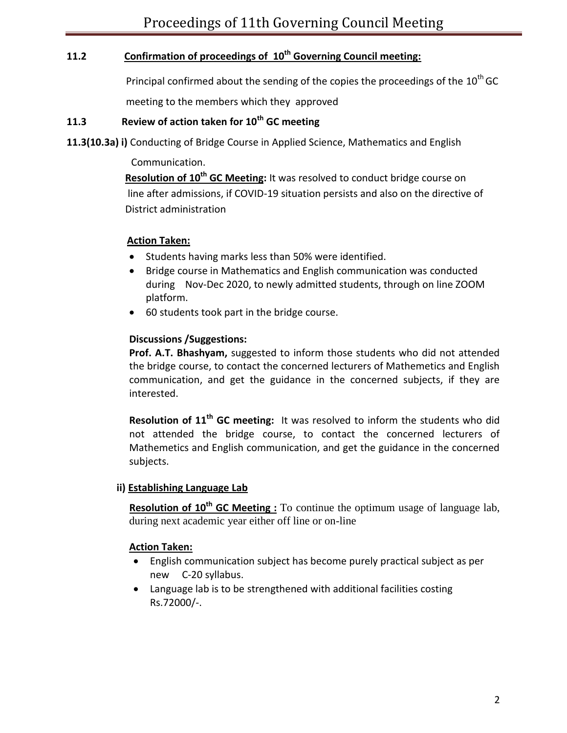## 11.2 Confirmation of proceedings of 10th Governing Council meeting:

Principal confirmed about the sending of the copies the proceedings of the 10th GC meeting to the members which they approved

## 11.3 Review of action taken for 10th GC meeting

**11.3(10.3a) i)** Conducting of Bridge Course in Applied Science, Mathematics and English Communication.

**Resolution of 10th GC Meeting:** It was resolved to conduct bridge course on line after admissions, if COVID-19 situation persists and also on the directive of District administration

**Action Taken:**

- Students having marks less than 50% were identified.
- Bridge course in Mathematics and English communication was conducted during Nov-Dec 2020, to newly admitted students, through on line ZOOM platform.
- 60 students took part in the bridge course.

**Discussions /Suggestions:**

**Prof. A.T. Bhashyam,** suggested to inform those students who did not attended the bridge course, to contact the concerned lecturers of Mathemetics and English communication, and get the guidance in the concerned subjects, if they are interested.

**Resolution of 11th GC meeting:** It was resolved to inform the students who did not attended the bridge course, to contact the concerned lecturers of Mathemetics and English communication, and get the guidance in the concerned subjects.

**ii) Establishing Language Lab**

**Resolution of 10th GC Meeting :** To continue the optimum usage of language lab, during next academic year either off line or on-line

**Action Taken:**

- English communication subject has become purely practical subject as per new C-20 syllabus.
- Language lab is to be strengthened with additional facilities costing Rs.72000/-.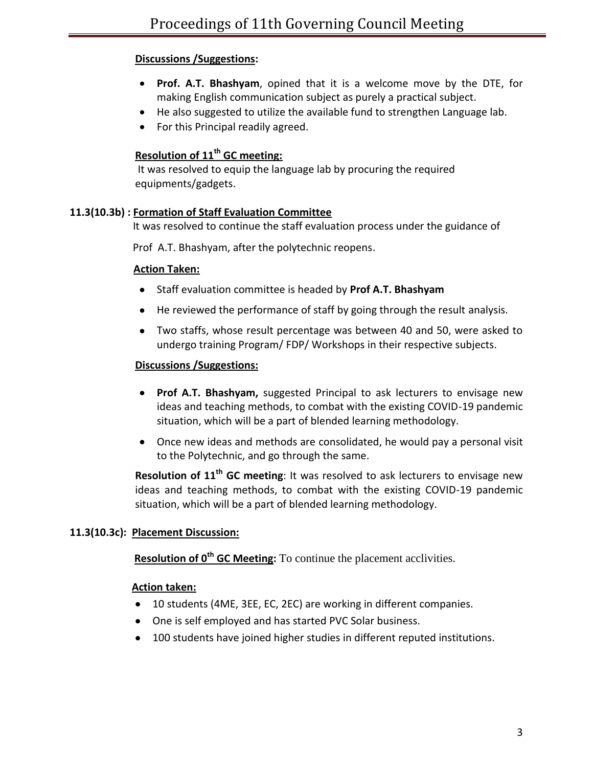**Discussions /Suggestions:**

- **Prof. A.T. Bhashyam**, opined that it is a welcome move by the DTE, for making English communication subject as purely a practical subject.
- He also suggested to utilize the available fund to strengthen Language lab.
- For this Principal readily agreed.

**Resolution of 11th GC meeting:**

It was resolved to equip the language lab by procuring the required equipments/gadgets.

**11.3(10.3b) : Formation of Staff Evaluation Committee**

It was resolved to continue the staff evaluation process under the guidance of Prof A.T. Bhashyam, after the polytechnic reopens.

**Action Taken:**

- Staff evaluation committee is headed by **Prof A.T. Bhashyam**
- He reviewed the performance of staff by going through the result analysis.
- Two staffs, whose result percentage was between 40 and 50, were asked to undergo training Program/ FDP/ Workshops in their respective subjects.

**Discussions /Suggestions:**

- **Prof A.T. Bhashyam,** suggested Principal to ask lecturers to envisage new ideas and teaching methods, to combat with the existing COVID-19 pandemic situation, which will be a part of blended learning methodology.
- Once new ideas and methods are consolidated, he would pay a personal visit to the Polytechnic, and go through the same.

**Resolution of 11th GC meeting**: It was resolved to ask lecturers to envisage new ideas and teaching methods, to combat with the existing COVID-19 pandemic situation, which will be a part of blended learning methodology.

**11.3(10.3c): Placement Discussion:**

**Resolution of 0th GC Meeting:** To continue the placement acclivities.

**Action taken:**

- 10 students (4ME, 3EE, EC, 2EC) are working in different companies.
- One is self employed and has started PVC Solar business.
- 100 students have joined higher studies in different reputed institutions.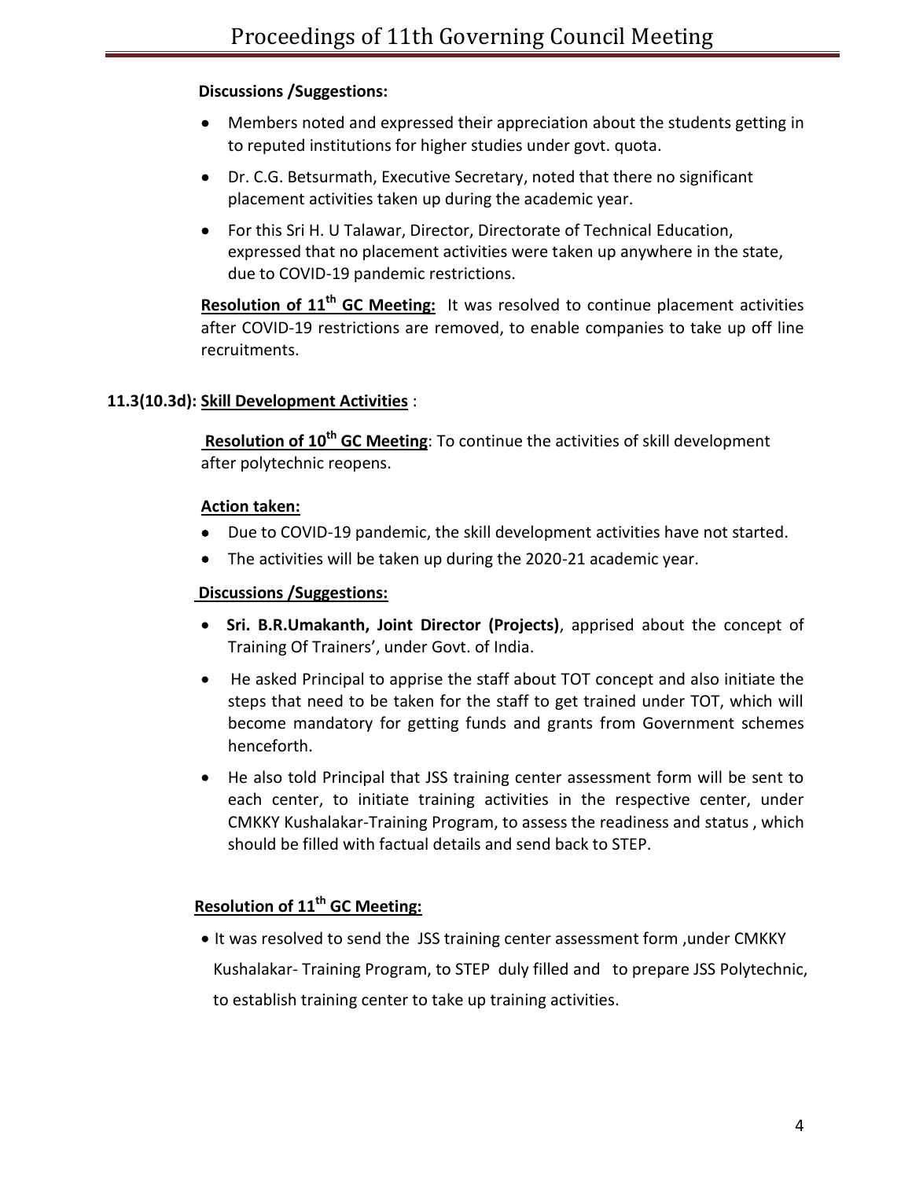**Discussions /Suggestions:**

- Members noted and expressed their appreciation about the students getting in to reputed institutions for higher studies under govt. quota.
- Dr. C.G. Betsurmath, Executive Secretary, noted that there no significant placement activities taken up during the academic year.
- For this Sri H. U Talawar, Director, Directorate of Technical Education, expressed that no placement activities were taken up anywhere in the state, due to COVID-19 pandemic restrictions.

**Resolution of 11th GC Meeting:** It was resolved to continue placement activities after COVID-19 restrictions are removed, to enable companies to take up off line recruitments.

**11.3(10.3d): Skill Development Activities** :

**Resolution of 10th GC Meeting**: To continue the activities of skill development after polytechnic reopens.

**Action taken:**

- Due to COVID-19 pandemic, the skill development activities have not started.
- The activities will be taken up during the 2020-21 academic year.

**Discussions /Suggestions:**

- **Sri. B.R.Umakanth, Joint Director (Projects)**, apprised about the concept of Training Of Trainers', under Govt. of India.
- He asked Principal to apprise the staff about TOT concept and also initiate the steps that need to be taken for the staff to get trained under TOT, which will become mandatory for getting funds and grants from Government schemes henceforth.
- He also told Principal that JSS training center assessment form will be sent to each center, to initiate training activities in the respective center, under CMKKY Kushalakar-Training Program, to assess the readiness and status , which should be filled with factual details and send back to STEP.

**Resolution of 11th GC Meeting:**

- It was resolved to send the JSS training center assessment form ,under CMKKY Kushalakar- Training Program, to STEP duly filled and to prepare JSS Polytechnic, to establish training center to take up training activities.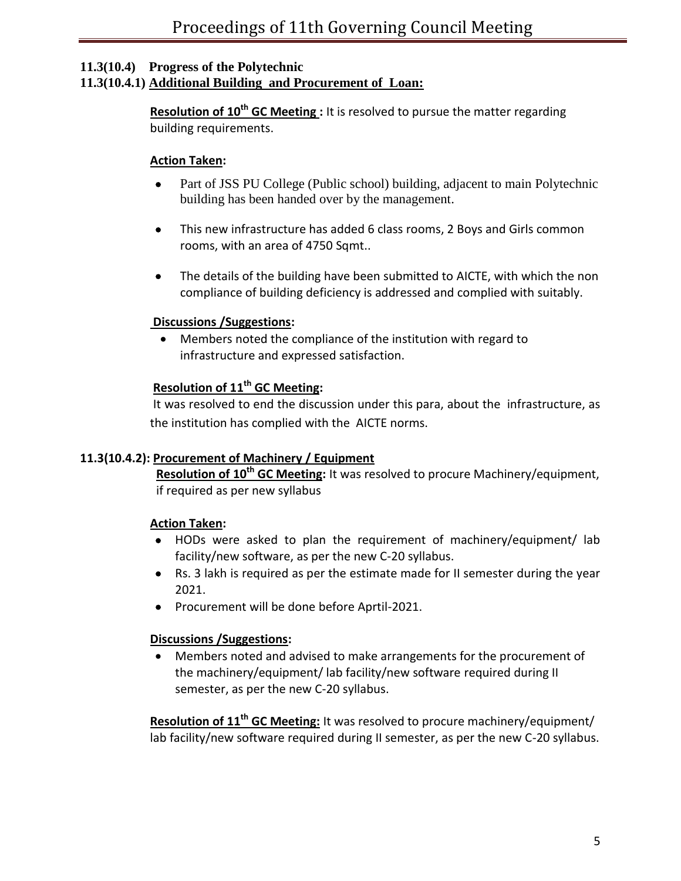### 11.3(10.4) Progress of the Polytechnic

### 11.3(10.4.1) Additional Building and Procurement of Loan:

**Resolution of 10th GC Meeting :** It is resolved to pursue the matter regarding building requirements.

**Action Taken:**

- Part of JSS PU College (Public school) building, adjacent to main Polytechnic building has been handed over by the management.
- This new infrastructure has added 6 class rooms, 2 Boys and Girls common rooms, with an area of 4750 Sqmt..
- The details of the building have been submitted to AICTE, with which the non compliance of building deficiency is addressed and complied with suitably.

**Discussions /Suggestions:**

- Members noted the compliance of the institution with regard to infrastructure and expressed satisfaction.

**Resolution of 11th GC Meeting:**

It was resolved to end the discussion under this para, about the infrastructure, as the institution has complied with the AICTE norms.

### 11.3(10.4.2): Procurement of Machinery / Equipment

**Resolution of 10th GC Meeting:** It was resolved to procure Machinery/equipment, if required as per new syllabus

**Action Taken:**

- HODs were asked to plan the requirement of machinery/equipment/ lab facility/new software, as per the new C-20 syllabus.
- Rs. 3 lakh is required as per the estimate made for II semester during the year 2021.
- Procurement will be done before Aprtil-2021.

**Discussions /Suggestions:**

- Members noted and advised to make arrangements for the procurement of the machinery/equipment/ lab facility/new software required during II semester, as per the new C-20 syllabus.

**Resolution of 11th GC Meeting:** It was resolved to procure machinery/equipment/ lab facility/new software required during II semester, as per the new C-20 syllabus.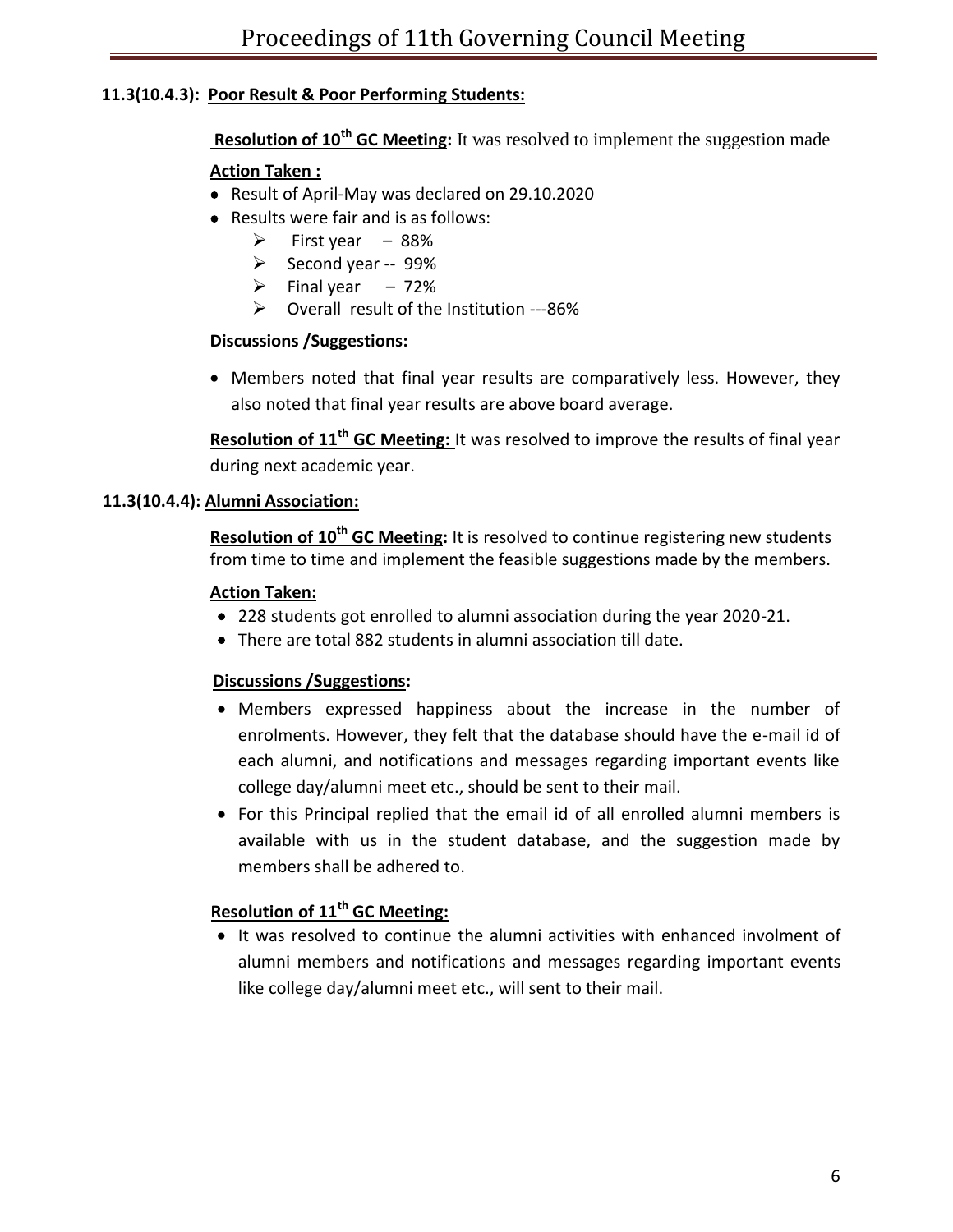### 11.3(10.4.3): Poor Result & Poor Performing Students:

**Resolution of 10th GC Meeting:** It was resolved to implement the suggestion made

**Action Taken :**

- Result of April-May was declared on 29.10.2020
- Results were fair and is as follows:
  - First year – 88%
  - Second year -- 99%
  - Final year – 72%
  - Overall result of the Institution ---86%

**Discussions /Suggestions:**

- Members noted that final year results are comparatively less. However, they also noted that final year results are above board average.

**Resolution of 11th GC Meeting:** It was resolved to improve the results of final year during next academic year.

### 11.3(10.4.4): Alumni Association:

**Resolution of 10th GC Meeting:** It is resolved to continue registering new students from time to time and implement the feasible suggestions made by the members.

**Action Taken:**

- 228 students got enrolled to alumni association during the year 2020-21.
- There are total 882 students in alumni association till date.

**Discussions /Suggestions:**

- Members expressed happiness about the increase in the number of enrolments. However, they felt that the database should have the e-mail id of each alumni, and notifications and messages regarding important events like college day/alumni meet etc., should be sent to their mail.
- For this Principal replied that the email id of all enrolled alumni members is available with us in the student database, and the suggestion made by members shall be adhered to.

**Resolution of 11th GC Meeting:**

- It was resolved to continue the alumni activities with enhanced involment of alumni members and notifications and messages regarding important events like college day/alumni meet etc., will sent to their mail.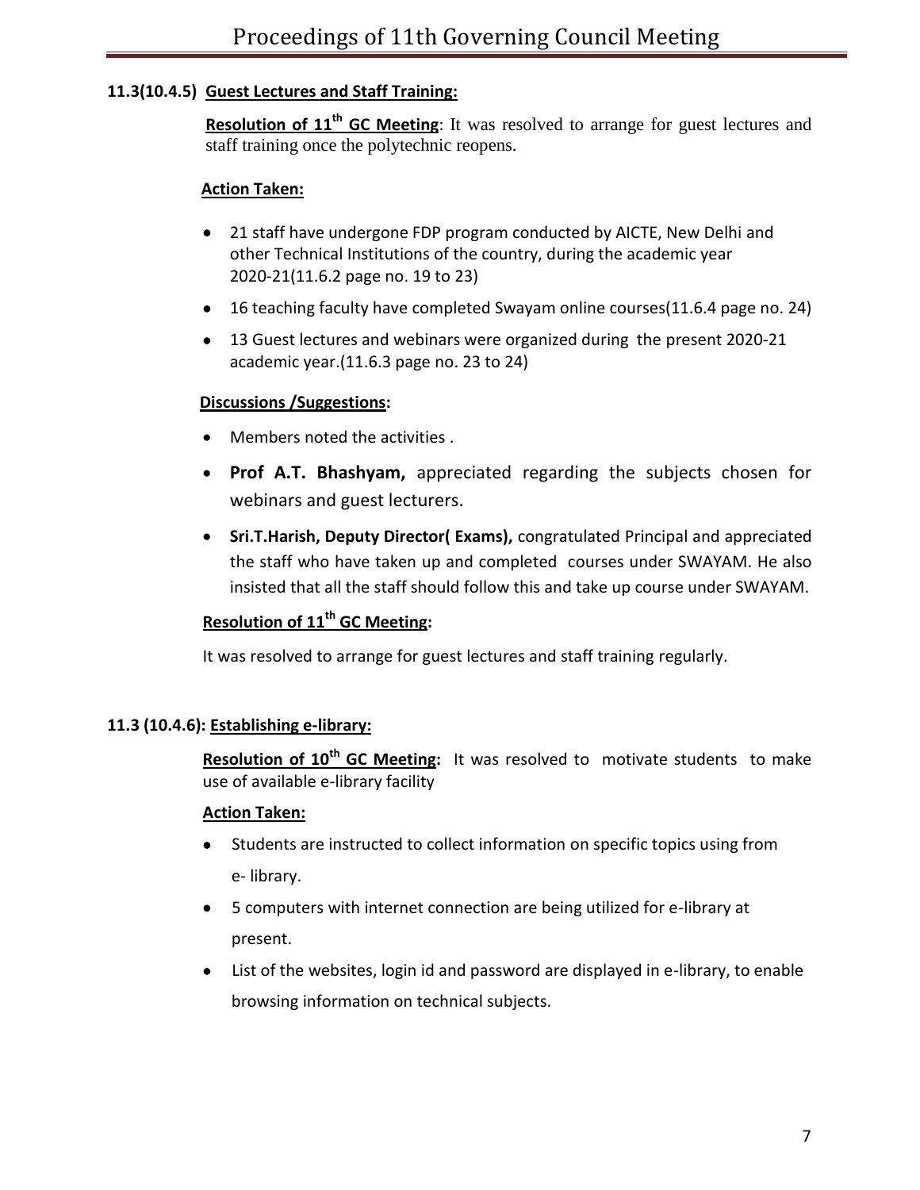### 11.3(10.4.5) Guest Lectures and Staff Training:

**Resolution of 11th GC Meeting**: It was resolved to arrange for guest lectures and staff training once the polytechnic reopens.

**Action Taken:**

- 21 staff have undergone FDP program conducted by AICTE, New Delhi and other Technical Institutions of the country, during the academic year 2020-21(11.6.2 page no. 19 to 23)
- 16 teaching faculty have completed Swayam online courses(11.6.4 page no. 24)
- 13 Guest lectures and webinars were organized during the present 2020-21 academic year.(11.6.3 page no. 23 to 24)

**Discussions /Suggestions:**

- Members noted the activities .
- **Prof A.T. Bhashyam,** appreciated regarding the subjects chosen for webinars and guest lecturers.
- **Sri.T.Harish, Deputy Director( Exams),** congratulated Principal and appreciated the staff who have taken up and completed courses under SWAYAM. He also insisted that all the staff should follow this and take up course under SWAYAM.

**Resolution of 11th GC Meeting:**

It was resolved to arrange for guest lectures and staff training regularly.

### 11.3 (10.4.6): Establishing e-library:

**Resolution of 10th GC Meeting:** It was resolved to motivate students to make use of available e-library facility

**Action Taken:**

- Students are instructed to collect information on specific topics using from e- library.
- 5 computers with internet connection are being utilized for e-library at present.
- List of the websites, login id and password are displayed in e-library, to enable browsing information on technical subjects.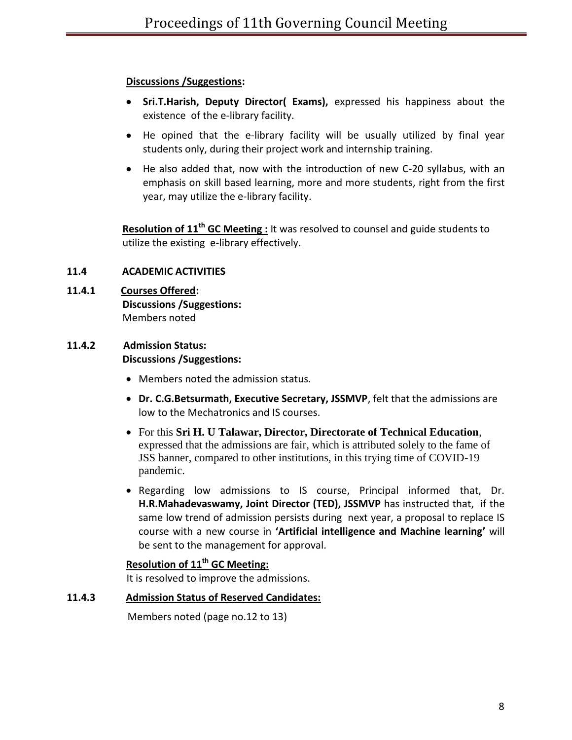**Discussions /Suggestions:**

- **Sri.T.Harish, Deputy Director( Exams),** expressed his happiness about the existence of the e-library facility.
- He opined that the e-library facility will be usually utilized by final year students only, during their project work and internship training.
- He also added that, now with the introduction of new C-20 syllabus, with an emphasis on skill based learning, more and more students, right from the first year, may utilize the e-library facility.

**Resolution of 11th GC Meeting :** It was resolved to counsel and guide students to utilize the existing e-library effectively.

## 11.4 ACADEMIC ACTIVITIES

### 11.4.1 Courses Offered:

**Discussions /Suggestions:**
Members noted

### 11.4.2 Admission Status:

**Discussions /Suggestions:**

- Members noted the admission status.
- **Dr. C.G.Betsurmath, Executive Secretary, JSSMVP**, felt that the admissions are low to the Mechatronics and IS courses.
- For this **Sri H. U Talawar, Director, Directorate of Technical Education**, expressed that the admissions are fair, which is attributed solely to the fame of JSS banner, compared to other institutions, in this trying time of COVID-19 pandemic.
- Regarding low admissions to IS course, Principal informed that, Dr. **H.R.Mahadevaswamy, Joint Director (TED), JSSMVP** has instructed that, if the same low trend of admission persists during next year, a proposal to replace IS course with a new course in **'Artificial intelligence and Machine learning'** will be sent to the management for approval.

**Resolution of 11th GC Meeting:**
It is resolved to improve the admissions.

### 11.4.3 Admission Status of Reserved Candidates:

Members noted (page no.12 to 13)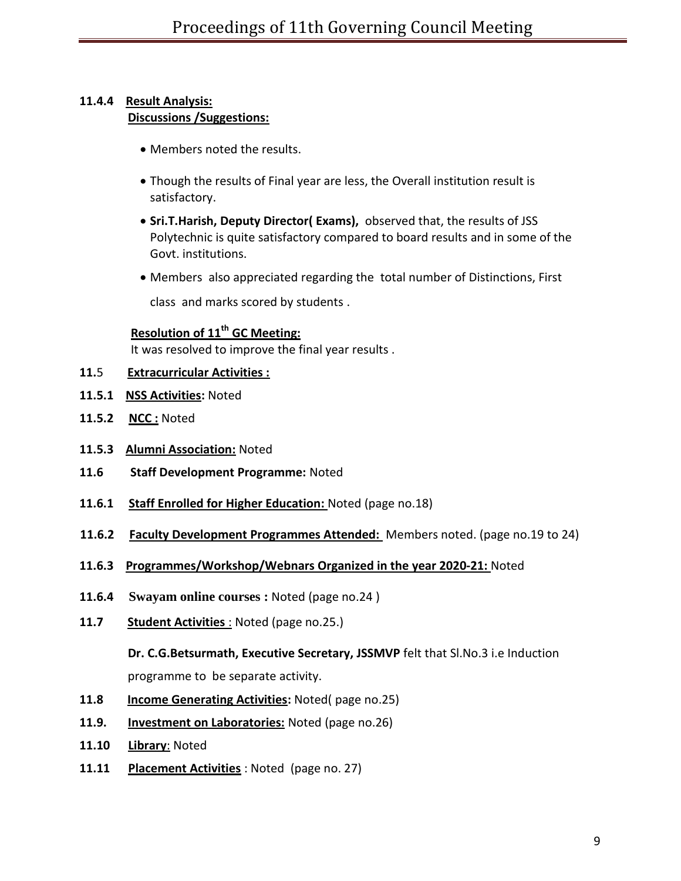**11.4.4 Result Analysis:**
**Discussions /Suggestions:**

- Members noted the results.
- Though the results of Final year are less, the Overall institution result is satisfactory.
- **Sri.T.Harish, Deputy Director( Exams),** observed that, the results of JSS Polytechnic is quite satisfactory compared to board results and in some of the Govt. institutions.
- Members also appreciated regarding the total number of Distinctions, First class and marks scored by students .

**Resolution of 11th GC Meeting:**
It was resolved to improve the final year results .

**11.5 Extracurricular Activities :**

**11.5.1 NSS Activities:** Noted

**11.5.2 NCC :** Noted

**11.5.3 Alumni Association:** Noted

**11.6 Staff Development Programme:** Noted

**11.6.1 Staff Enrolled for Higher Education:** Noted (page no.18)

**11.6.2 Faculty Development Programmes Attended:** Members noted. (page no.19 to 24)

**11.6.3 Programmes/Workshop/Webnars Organized in the year 2020-21:** Noted

**11.6.4 Swayam online courses :** Noted (page no.24 )

**11.7 Student Activities** : Noted (page no.25.)

**Dr. C.G.Betsurmath, Executive Secretary, JSSMVP** felt that Sl.No.3 i.e Induction programme to be separate activity.

**11.8 Income Generating Activities:** Noted( page no.25)

**11.9. Investment on Laboratories:** Noted (page no.26)

**11.10 Library**: Noted

**11.11 Placement Activities** : Noted (page no. 27)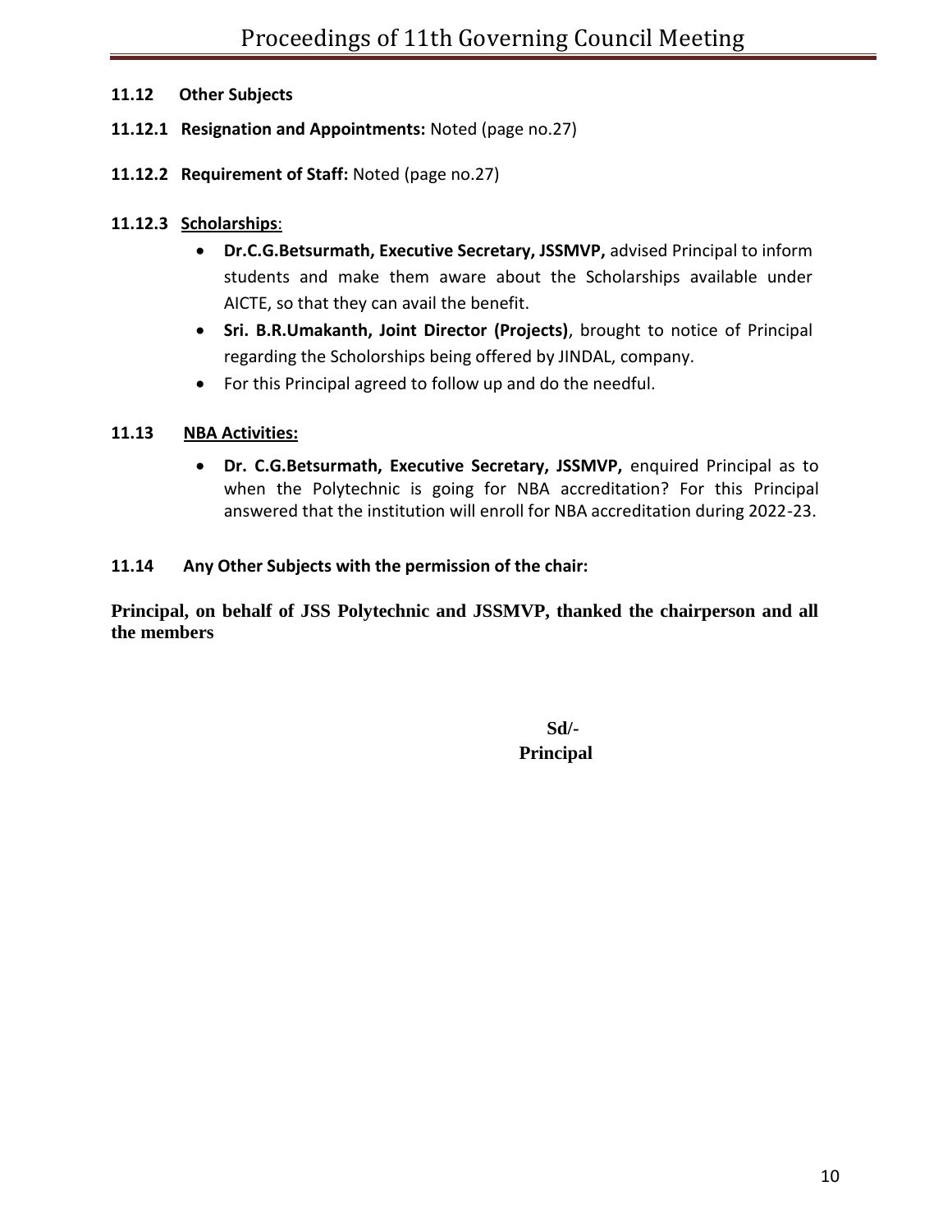**11.12 Other Subjects**

**11.12.1 Resignation and Appointments:** Noted (page no.27)

**11.12.2 Requirement of Staff:** Noted (page no.27)

**11.12.3 <u>Scholarships</u>**:

- **Dr.C.G.Betsurmath, Executive Secretary, JSSMVP,** advised Principal to inform students and make them aware about the Scholarships available under AICTE, so that they can avail the benefit.
- **Sri. B.R.Umakanth, Joint Director (Projects)**, brought to notice of Principal regarding the Scholorships being offered by JINDAL, company.
- For this Principal agreed to follow up and do the needful.

**11.13 <u>NBA Activities:</u>**

- **Dr. C.G.Betsurmath, Executive Secretary, JSSMVP,** enquired Principal as to when the Polytechnic is going for NBA accreditation? For this Principal answered that the institution will enroll for NBA accreditation during 2022-23.

**11.14 Any Other Subjects with the permission of the chair:**

**Principal, on behalf of JSS Polytechnic and JSSMVP, thanked the chairperson and all the members**

**Sd/-**
**Principal**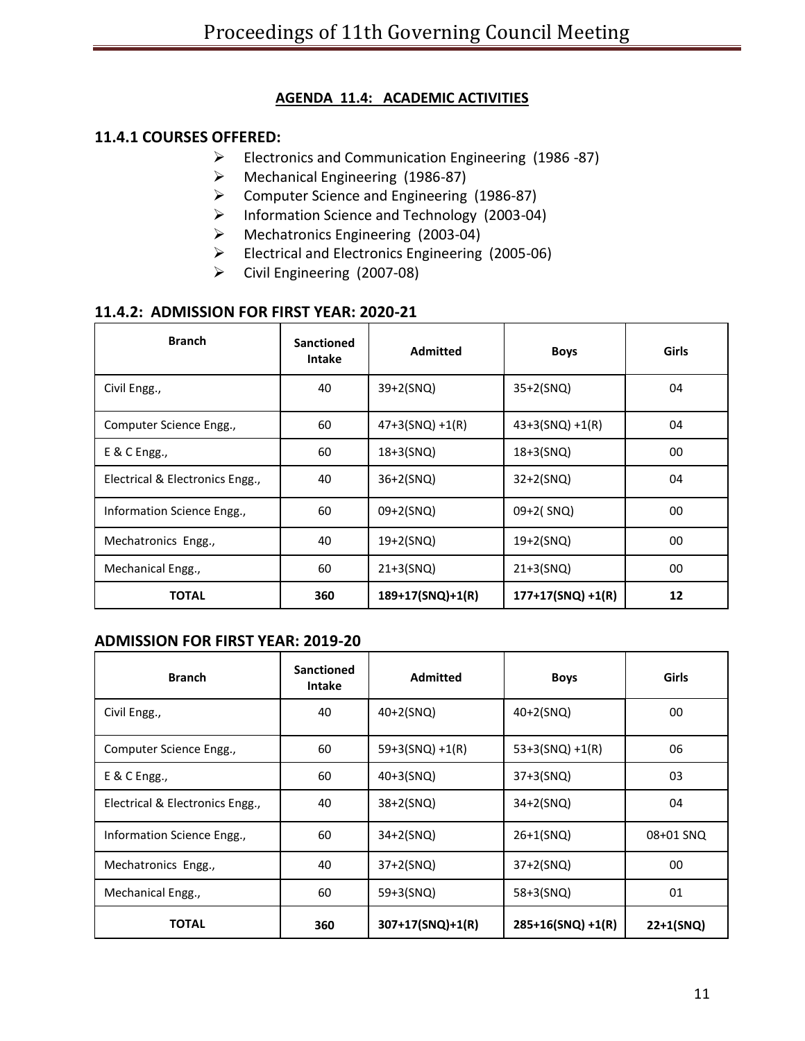## AGENDA 11.4: ACADEMIC ACTIVITIES

### 11.4.1 COURSES OFFERED:

- Electronics and Communication Engineering (1986 -87)
- Mechanical Engineering (1986-87)
- Computer Science and Engineering (1986-87)
- Information Science and Technology (2003-04)
- Mechatronics Engineering (2003-04)
- Electrical and Electronics Engineering (2005-06)
- Civil Engineering (2007-08)

### 11.4.2: ADMISSION FOR FIRST YEAR: 2020-21

| Branch | Sanctioned Intake | Admitted | Boys | Girls |
|---|---|---|---|---|
| Civil Engg., | 40 | 39+2(SNQ) | 35+2(SNQ) | 04 |
| Computer Science Engg., | 60 | 47+3(SNQ) +1(R) | 43+3(SNQ) +1(R) | 04 |
| E & C Engg., | 60 | 18+3(SNQ) | 18+3(SNQ) | 00 |
| Electrical & Electronics Engg., | 40 | 36+2(SNQ) | 32+2(SNQ) | 04 |
| Information Science Engg., | 60 | 09+2(SNQ) | 09+2( SNQ) | 00 |
| Mechatronics Engg., | 40 | 19+2(SNQ) | 19+2(SNQ) | 00 |
| Mechanical Engg., | 60 | 21+3(SNQ) | 21+3(SNQ) | 00 |
| **TOTAL** | **360** | **189+17(SNQ)+1(R)** | **177+17(SNQ) +1(R)** | **12** |

### ADMISSION FOR FIRST YEAR: 2019-20

| Branch | Sanctioned Intake | Admitted | Boys | Girls |
|---|---|---|---|---|
| Civil Engg., | 40 | 40+2(SNQ) | 40+2(SNQ) | 00 |
| Computer Science Engg., | 60 | 59+3(SNQ) +1(R) | 53+3(SNQ) +1(R) | 06 |
| E & C Engg., | 60 | 40+3(SNQ) | 37+3(SNQ) | 03 |
| Electrical & Electronics Engg., | 40 | 38+2(SNQ) | 34+2(SNQ) | 04 |
| Information Science Engg., | 60 | 34+2(SNQ) | 26+1(SNQ) | 08+01 SNQ |
| Mechatronics Engg., | 40 | 37+2(SNQ) | 37+2(SNQ) | 00 |
| Mechanical Engg., | 60 | 59+3(SNQ) | 58+3(SNQ) | 01 |
| **TOTAL** | **360** | **307+17(SNQ)+1(R)** | **285+16(SNQ) +1(R)** | **22+1(SNQ)** |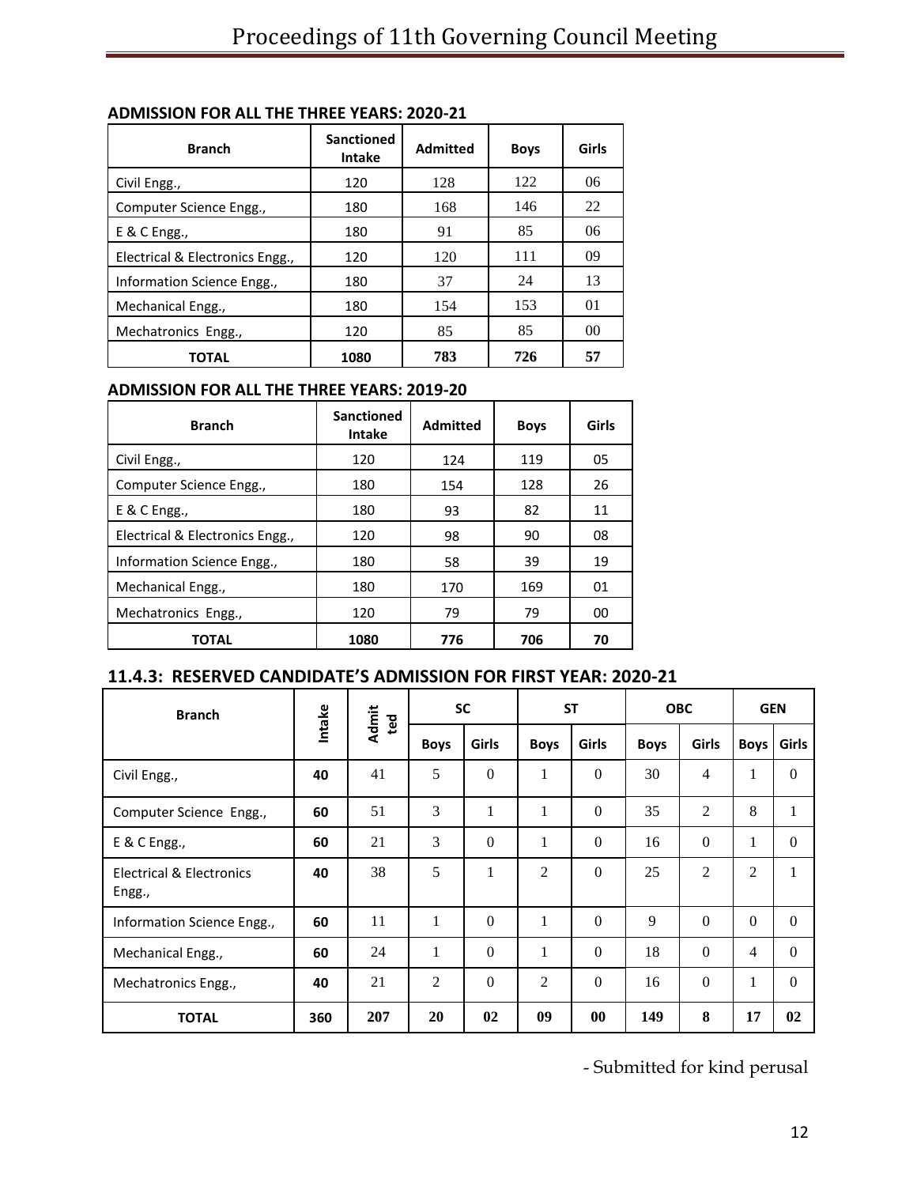**ADMISSION FOR ALL THE THREE YEARS: 2020-21**

| Branch | Sanctioned Intake | Admitted | Boys | Girls |
|---|---|---|---|---|
| Civil Engg., | 120 | 128 | 122 | 06 |
| Computer Science Engg., | 180 | 168 | 146 | 22 |
| E & C Engg., | 180 | 91 | 85 | 06 |
| Electrical & Electronics Engg., | 120 | 120 | 111 | 09 |
| Information Science Engg., | 180 | 37 | 24 | 13 |
| Mechanical Engg., | 180 | 154 | 153 | 01 |
| Mechatronics Engg., | 120 | 85 | 85 | 00 |
| **TOTAL** | **1080** | **783** | **726** | **57** |

**ADMISSION FOR ALL THE THREE YEARS: 2019-20**

| Branch | Sanctioned Intake | Admitted | Boys | Girls |
|---|---|---|---|---|
| Civil Engg., | 120 | 124 | 119 | 05 |
| Computer Science Engg., | 180 | 154 | 128 | 26 |
| E & C Engg., | 180 | 93 | 82 | 11 |
| Electrical & Electronics Engg., | 120 | 98 | 90 | 08 |
| Information Science Engg., | 180 | 58 | 39 | 19 |
| Mechanical Engg., | 180 | 170 | 169 | 01 |
| Mechatronics Engg., | 120 | 79 | 79 | 00 |
| **TOTAL** | **1080** | **776** | **706** | **70** |

## 11.4.3: RESERVED CANDIDATE'S ADMISSION FOR FIRST YEAR: 2020-21

| Branch | Intake | Admitted | SC | | ST | | OBC | | GEN | |
|---|---|---|---|---|---|---|---|---|---|---|
| | | | Boys | Girls | Boys | Girls | Boys | Girls | Boys | Girls |
| Civil Engg., | **40** | 41 | 5 | 0 | 1 | 0 | 30 | 4 | 1 | 0 |
| Computer Science Engg., | **60** | 51 | 3 | 1 | 1 | 0 | 35 | 2 | 8 | 1 |
| E & C Engg., | **60** | 21 | 3 | 0 | 1 | 0 | 16 | 0 | 1 | 0 |
| Electrical & Electronics Engg., | **40** | 38 | 5 | 1 | 2 | 0 | 25 | 2 | 2 | 1 |
| Information Science Engg., | **60** | 11 | 1 | 0 | 1 | 0 | 9 | 0 | 0 | 0 |
| Mechanical Engg., | **60** | 24 | 1 | 0 | 1 | 0 | 18 | 0 | 4 | 0 |
| Mechatronics Engg., | **40** | 21 | 2 | 0 | 2 | 0 | 16 | 0 | 1 | 0 |
| **TOTAL** | **360** | **207** | **20** | **02** | **09** | **00** | **149** | **8** | **17** | **02** |

- Submitted for kind perusal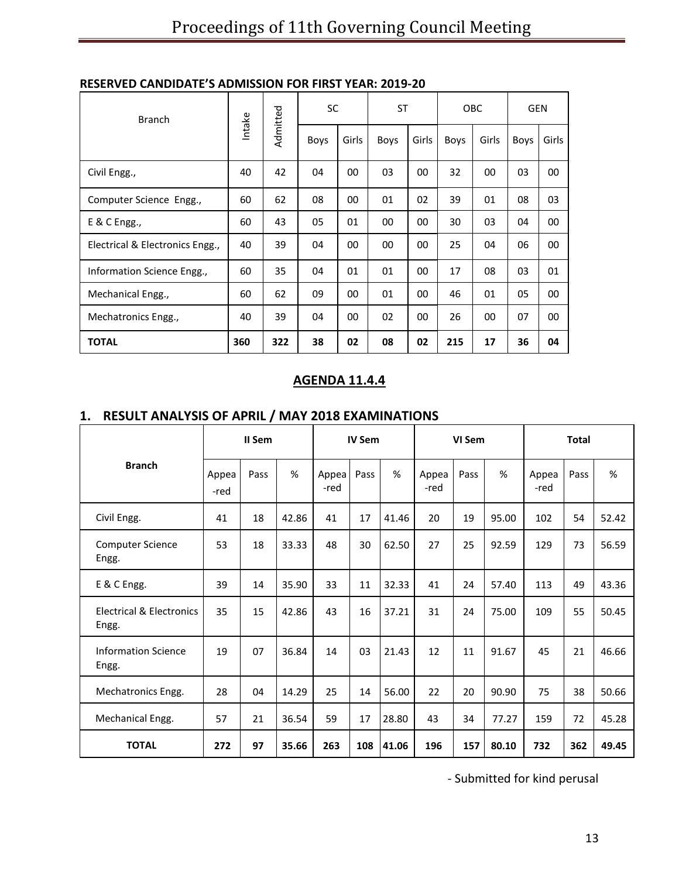**RESERVED CANDIDATE'S ADMISSION FOR FIRST YEAR: 2019-20**

| Branch | Intake | Admitted | SC | | ST | | OBC | | GEN | |
|---|---|---|---|---|---|---|---|---|---|---|
| | | | Boys | Girls | Boys | Girls | Boys | Girls | Boys | Girls |
| Civil Engg., | 40 | 42 | 04 | 00 | 03 | 00 | 32 | 00 | 03 | 00 |
| Computer Science Engg., | 60 | 62 | 08 | 00 | 01 | 02 | 39 | 01 | 08 | 03 |
| E & C Engg., | 60 | 43 | 05 | 01 | 00 | 00 | 30 | 03 | 04 | 00 |
| Electrical & Electronics Engg., | 40 | 39 | 04 | 00 | 00 | 00 | 25 | 04 | 06 | 00 |
| Information Science Engg., | 60 | 35 | 04 | 01 | 01 | 00 | 17 | 08 | 03 | 01 |
| Mechanical Engg., | 60 | 62 | 09 | 00 | 01 | 00 | 46 | 01 | 05 | 00 |
| Mechatronics Engg., | 40 | 39 | 04 | 00 | 02 | 00 | 26 | 00 | 07 | 00 |
| **TOTAL** | **360** | **322** | **38** | **02** | **08** | **02** | **215** | **17** | **36** | **04** |

## AGENDA 11.4.4

### 1. RESULT ANALYSIS OF APRIL / MAY 2018 EXAMINATIONS

| Branch | II Sem | | | IV Sem | | | VI Sem | | | Total | | |
|---|---|---|---|---|---|---|---|---|---|---|---|---|
| | Appea-red | Pass | % | Appea-red | Pass | % | Appea-red | Pass | % | Appea-red | Pass | % |
| Civil Engg. | 41 | 18 | 42.86 | 41 | 17 | 41.46 | 20 | 19 | 95.00 | 102 | 54 | 52.42 |
| Computer Science Engg. | 53 | 18 | 33.33 | 48 | 30 | 62.50 | 27 | 25 | 92.59 | 129 | 73 | 56.59 |
| E & C Engg. | 39 | 14 | 35.90 | 33 | 11 | 32.33 | 41 | 24 | 57.40 | 113 | 49 | 43.36 |
| Electrical & Electronics Engg. | 35 | 15 | 42.86 | 43 | 16 | 37.21 | 31 | 24 | 75.00 | 109 | 55 | 50.45 |
| Information Science Engg. | 19 | 07 | 36.84 | 14 | 03 | 21.43 | 12 | 11 | 91.67 | 45 | 21 | 46.66 |
| Mechatronics Engg. | 28 | 04 | 14.29 | 25 | 14 | 56.00 | 22 | 20 | 90.90 | 75 | 38 | 50.66 |
| Mechanical Engg. | 57 | 21 | 36.54 | 59 | 17 | 28.80 | 43 | 34 | 77.27 | 159 | 72 | 45.28 |
| **TOTAL** | **272** | **97** | **35.66** | **263** | **108** | **41.06** | **196** | **157** | **80.10** | **732** | **362** | **49.45** |

- Submitted for kind perusal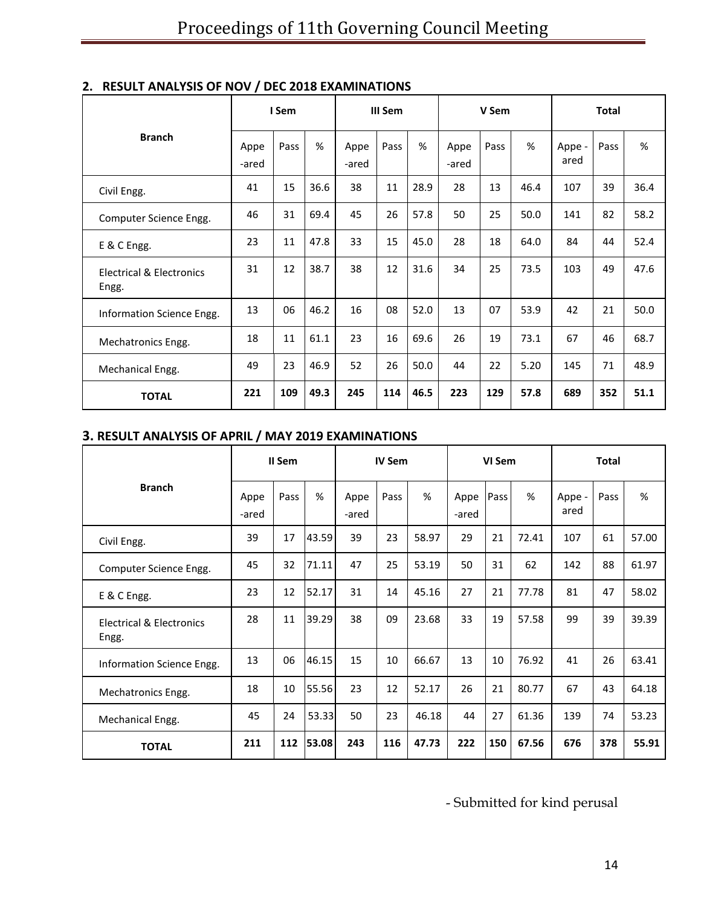## 2. RESULT ANALYSIS OF NOV / DEC 2018 EXAMINATIONS

| Branch | I Sem | | | III Sem | | | V Sem | | | Total | | |
|---|---|---|---|---|---|---|---|---|---|---|---|---|
| | Appe -ared | Pass | % | Appe -ared | Pass | % | Appe -ared | Pass | % | Appe - ared | Pass | % |
| Civil Engg. | 41 | 15 | 36.6 | 38 | 11 | 28.9 | 28 | 13 | 46.4 | 107 | 39 | 36.4 |
| Computer Science Engg. | 46 | 31 | 69.4 | 45 | 26 | 57.8 | 50 | 25 | 50.0 | 141 | 82 | 58.2 |
| E & C Engg. | 23 | 11 | 47.8 | 33 | 15 | 45.0 | 28 | 18 | 64.0 | 84 | 44 | 52.4 |
| Electrical & Electronics Engg. | 31 | 12 | 38.7 | 38 | 12 | 31.6 | 34 | 25 | 73.5 | 103 | 49 | 47.6 |
| Information Science Engg. | 13 | 06 | 46.2 | 16 | 08 | 52.0 | 13 | 07 | 53.9 | 42 | 21 | 50.0 |
| Mechatronics Engg. | 18 | 11 | 61.1 | 23 | 16 | 69.6 | 26 | 19 | 73.1 | 67 | 46 | 68.7 |
| Mechanical Engg. | 49 | 23 | 46.9 | 52 | 26 | 50.0 | 44 | 22 | 5.20 | 145 | 71 | 48.9 |
| **TOTAL** | **221** | **109** | **49.3** | **245** | **114** | **46.5** | **223** | **129** | **57.8** | **689** | **352** | **51.1** |

## 3. RESULT ANALYSIS OF APRIL / MAY 2019 EXAMINATIONS

| Branch | II Sem | | | IV Sem | | | VI Sem | | | Total | | |
|---|---|---|---|---|---|---|---|---|---|---|---|---|
| | Appe -ared | Pass | % | Appe -ared | Pass | % | Appe -ared | Pass | % | Appe - ared | Pass | % |
| Civil Engg. | 39 | 17 | 43.59 | 39 | 23 | 58.97 | 29 | 21 | 72.41 | 107 | 61 | 57.00 |
| Computer Science Engg. | 45 | 32 | 71.11 | 47 | 25 | 53.19 | 50 | 31 | 62 | 142 | 88 | 61.97 |
| E & C Engg. | 23 | 12 | 52.17 | 31 | 14 | 45.16 | 27 | 21 | 77.78 | 81 | 47 | 58.02 |
| Electrical & Electronics Engg. | 28 | 11 | 39.29 | 38 | 09 | 23.68 | 33 | 19 | 57.58 | 99 | 39 | 39.39 |
| Information Science Engg. | 13 | 06 | 46.15 | 15 | 10 | 66.67 | 13 | 10 | 76.92 | 41 | 26 | 63.41 |
| Mechatronics Engg. | 18 | 10 | 55.56 | 23 | 12 | 52.17 | 26 | 21 | 80.77 | 67 | 43 | 64.18 |
| Mechanical Engg. | 45 | 24 | 53.33 | 50 | 23 | 46.18 | 44 | 27 | 61.36 | 139 | 74 | 53.23 |
| **TOTAL** | **211** | **112** | **53.08** | **243** | **116** | **47.73** | **222** | **150** | **67.56** | **676** | **378** | **55.91** |

- Submitted for kind perusal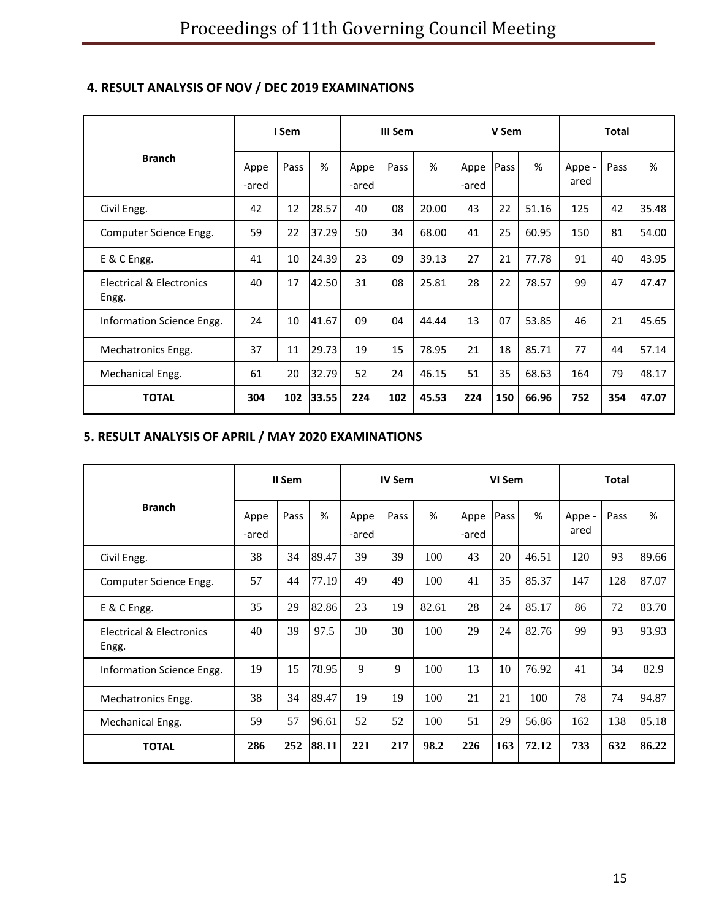## 4. RESULT ANALYSIS OF NOV / DEC 2019 EXAMINATIONS

| Branch | I Sem | | | III Sem | | | V Sem | | | Total | | |
|---|---|---|---|---|---|---|---|---|---|---|---|---|
| | Appe -ared | Pass | % | Appe -ared | Pass | % | Appe -ared | Pass | % | Appe - ared | Pass | % |
| Civil Engg. | 42 | 12 | 28.57 | 40 | 08 | 20.00 | 43 | 22 | 51.16 | 125 | 42 | 35.48 |
| Computer Science Engg. | 59 | 22 | 37.29 | 50 | 34 | 68.00 | 41 | 25 | 60.95 | 150 | 81 | 54.00 |
| E & C Engg. | 41 | 10 | 24.39 | 23 | 09 | 39.13 | 27 | 21 | 77.78 | 91 | 40 | 43.95 |
| Electrical & Electronics Engg. | 40 | 17 | 42.50 | 31 | 08 | 25.81 | 28 | 22 | 78.57 | 99 | 47 | 47.47 |
| Information Science Engg. | 24 | 10 | 41.67 | 09 | 04 | 44.44 | 13 | 07 | 53.85 | 46 | 21 | 45.65 |
| Mechatronics Engg. | 37 | 11 | 29.73 | 19 | 15 | 78.95 | 21 | 18 | 85.71 | 77 | 44 | 57.14 |
| Mechanical Engg. | 61 | 20 | 32.79 | 52 | 24 | 46.15 | 51 | 35 | 68.63 | 164 | 79 | 48.17 |
| **TOTAL** | **304** | **102** | **33.55** | **224** | **102** | **45.53** | **224** | **150** | **66.96** | **752** | **354** | **47.07** |

## 5. RESULT ANALYSIS OF APRIL / MAY 2020 EXAMINATIONS

| Branch | II Sem | | | IV Sem | | | VI Sem | | | Total | | |
|---|---|---|---|---|---|---|---|---|---|---|---|---|
| | Appe -ared | Pass | % | Appe -ared | Pass | % | Appe -ared | Pass | % | Appe - ared | Pass | % |
| Civil Engg. | 38 | 34 | 89.47 | 39 | 39 | 100 | 43 | 20 | 46.51 | 120 | 93 | 89.66 |
| Computer Science Engg. | 57 | 44 | 77.19 | 49 | 49 | 100 | 41 | 35 | 85.37 | 147 | 128 | 87.07 |
| E & C Engg. | 35 | 29 | 82.86 | 23 | 19 | 82.61 | 28 | 24 | 85.17 | 86 | 72 | 83.70 |
| Electrical & Electronics Engg. | 40 | 39 | 97.5 | 30 | 30 | 100 | 29 | 24 | 82.76 | 99 | 93 | 93.93 |
| Information Science Engg. | 19 | 15 | 78.95 | 9 | 9 | 100 | 13 | 10 | 76.92 | 41 | 34 | 82.9 |
| Mechatronics Engg. | 38 | 34 | 89.47 | 19 | 19 | 100 | 21 | 21 | 100 | 78 | 74 | 94.87 |
| Mechanical Engg. | 59 | 57 | 96.61 | 52 | 52 | 100 | 51 | 29 | 56.86 | 162 | 138 | 85.18 |
| **TOTAL** | **286** | **252** | **88.11** | **221** | **217** | **98.2** | **226** | **163** | **72.12** | **733** | **632** | **86.22** |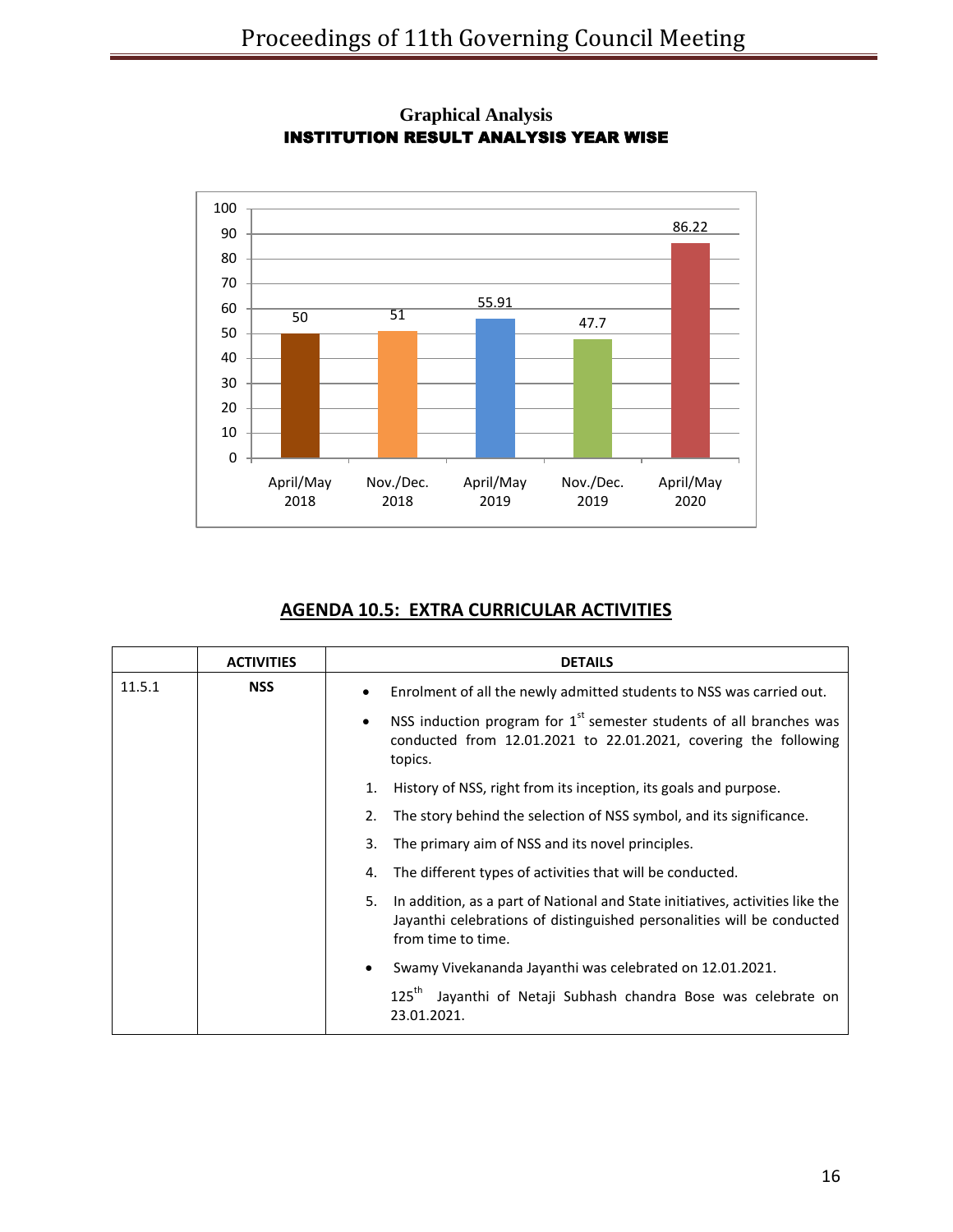**Graphical Analysis**

**INSTITUTION RESULT ANALYSIS YEAR WISE**

| Exam Session | Result (%) |
|---|---|
| April/May 2018 | 50 |
| Nov./Dec. 2018 | 51 |
| April/May 2019 | 55.91 |
| Nov./Dec. 2019 | 47.7 |
| April/May 2020 | 86.22 |

## AGENDA 10.5: EXTRA CURRICULAR ACTIVITIES

| | ACTIVITIES | DETAILS |
|---|---|---|
| 11.5.1 | **NSS** | • Enrolment of all the newly admitted students to NSS was carried out.<br>• NSS induction program for 1st semester students of all branches was conducted from 12.01.2021 to 22.01.2021, covering the following topics.<br>1. History of NSS, right from its inception, its goals and purpose.<br>2. The story behind the selection of NSS symbol, and its significance.<br>3. The primary aim of NSS and its novel principles.<br>4. The different types of activities that will be conducted.<br>5. In addition, as a part of National and State initiatives, activities like the Jayanthi celebrations of distinguished personalities will be conducted from time to time.<br>• Swamy Vivekananda Jayanthi was celebrated on 12.01.2021.<br>125th Jayanthi of Netaji Subhash chandra Bose was celebrate on 23.01.2021. |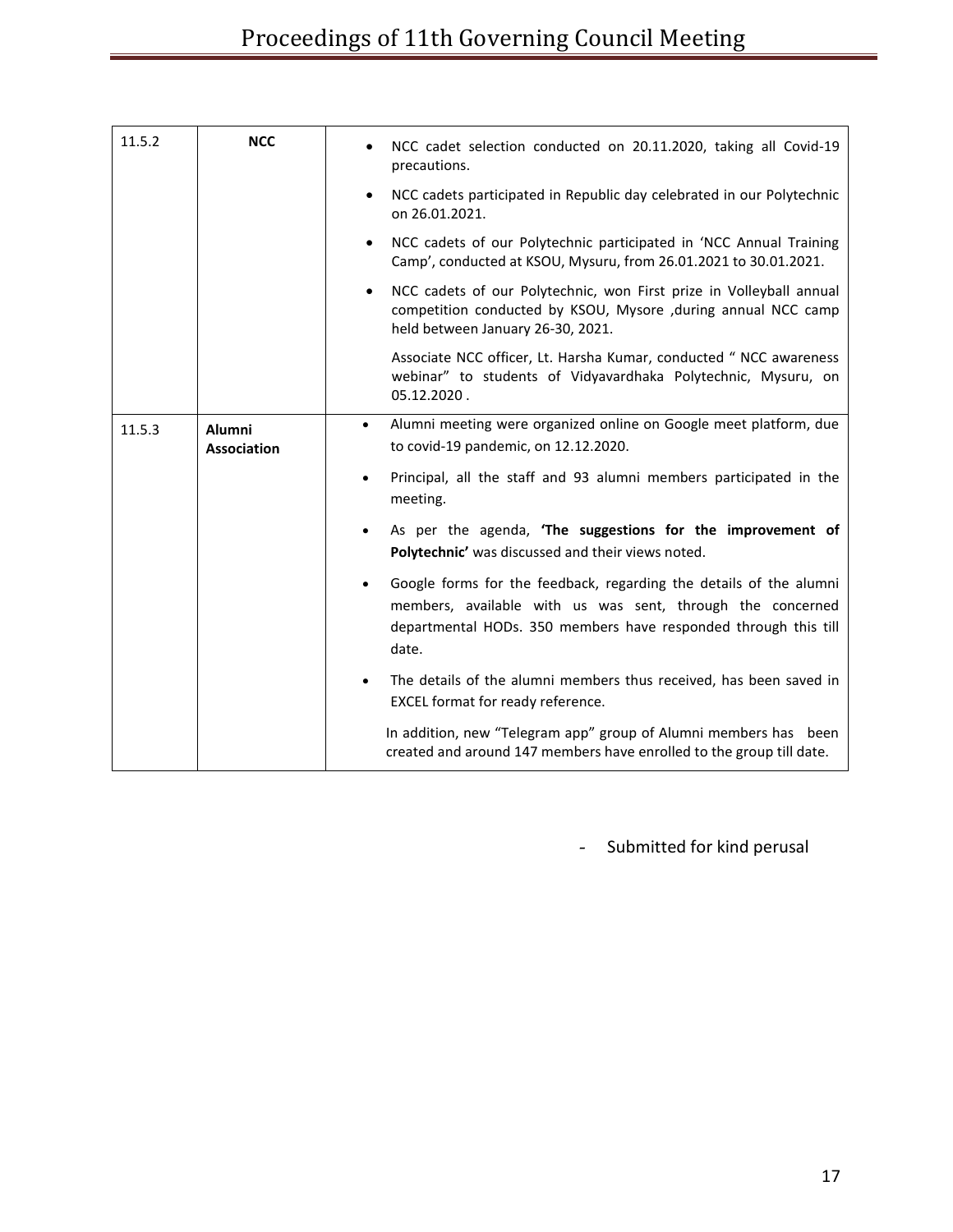| | | |
|---|---|---|
| 11.5.2 | **NCC** | • NCC cadet selection conducted on 20.11.2020, taking all Covid-19 precautions.<br>• NCC cadets participated in Republic day celebrated in our Polytechnic on 26.01.2021.<br>• NCC cadets of our Polytechnic participated in 'NCC Annual Training Camp', conducted at KSOU, Mysuru, from 26.01.2021 to 30.01.2021.<br>• NCC cadets of our Polytechnic, won First prize in Volleyball annual competition conducted by KSOU, Mysore ,during annual NCC camp held between January 26-30, 2021.<br>Associate NCC officer, Lt. Harsha Kumar, conducted " NCC awareness webinar" to students of Vidyavardhaka Polytechnic, Mysuru, on 05.12.2020 . |
| 11.5.3 | **Alumni Association** | • Alumni meeting were organized online on Google meet platform, due to covid-19 pandemic, on 12.12.2020.<br>• Principal, all the staff and 93 alumni members participated in the meeting.<br>• As per the agenda, **'The suggestions for the improvement of Polytechnic'** was discussed and their views noted.<br>• Google forms for the feedback, regarding the details of the alumni members, available with us was sent, through the concerned departmental HODs. 350 members have responded through this till date.<br>• The details of the alumni members thus received, has been saved in EXCEL format for ready reference.<br>In addition, new "Telegram app" group of Alumni members has been created and around 147 members have enrolled to the group till date. |

- Submitted for kind perusal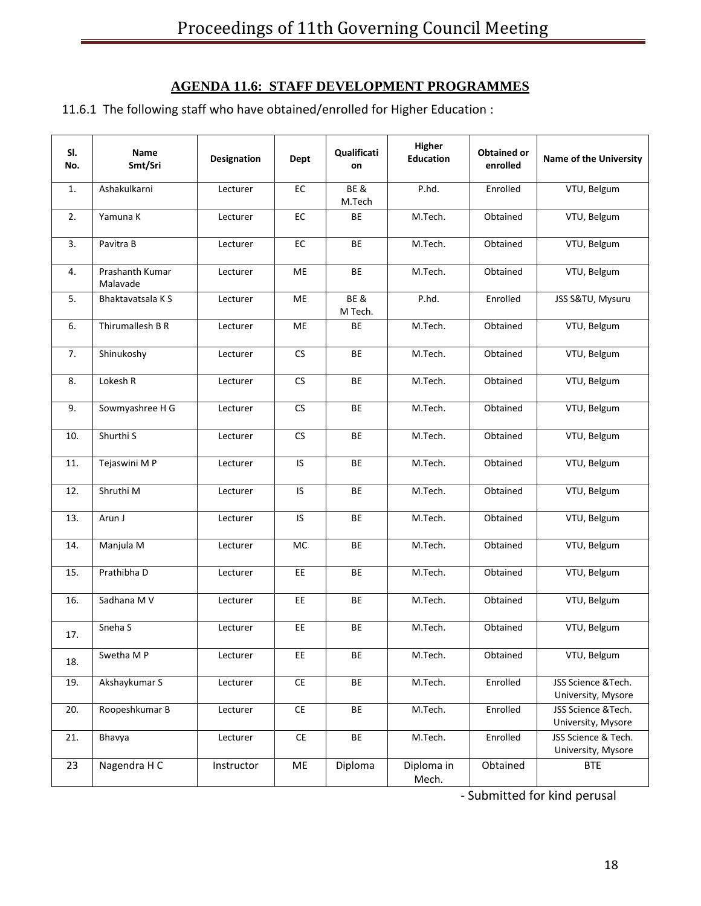## AGENDA 11.6: STAFF DEVELOPMENT PROGRAMMES

11.6.1 The following staff who have obtained/enrolled for Higher Education :

| Sl. No. | Name Smt/Sri | Designation | Dept | Qualification | Higher Education | Obtained or enrolled | Name of the University |
|---|---|---|---|---|---|---|---|
| 1. | Ashakulkarni | Lecturer | EC | BE & M.Tech | P.hd. | Enrolled | VTU, Belgum |
| 2. | Yamuna K | Lecturer | EC | BE | M.Tech. | Obtained | VTU, Belgum |
| 3. | Pavitra B | Lecturer | EC | BE | M.Tech. | Obtained | VTU, Belgum |
| 4. | Prashanth Kumar Malavade | Lecturer | ME | BE | M.Tech. | Obtained | VTU, Belgum |
| 5. | Bhaktavatsala K S | Lecturer | ME | BE & M Tech. | P.hd. | Enrolled | JSS S&TU, Mysuru |
| 6. | Thirumallesh B R | Lecturer | ME | BE | M.Tech. | Obtained | VTU, Belgum |
| 7. | Shinukoshy | Lecturer | CS | BE | M.Tech. | Obtained | VTU, Belgum |
| 8. | Lokesh R | Lecturer | CS | BE | M.Tech. | Obtained | VTU, Belgum |
| 9. | Sowmyashree H G | Lecturer | CS | BE | M.Tech. | Obtained | VTU, Belgum |
| 10. | Shurthi S | Lecturer | CS | BE | M.Tech. | Obtained | VTU, Belgum |
| 11. | Tejaswini M P | Lecturer | IS | BE | M.Tech. | Obtained | VTU, Belgum |
| 12. | Shruthi M | Lecturer | IS | BE | M.Tech. | Obtained | VTU, Belgum |
| 13. | Arun J | Lecturer | IS | BE | M.Tech. | Obtained | VTU, Belgum |
| 14. | Manjula M | Lecturer | MC | BE | M.Tech. | Obtained | VTU, Belgum |
| 15. | Prathibha D | Lecturer | EE | BE | M.Tech. | Obtained | VTU, Belgum |
| 16. | Sadhana M V | Lecturer | EE | BE | M.Tech. | Obtained | VTU, Belgum |
| 17. | Sneha S | Lecturer | EE | BE | M.Tech. | Obtained | VTU, Belgum |
| 18. | Swetha M P | Lecturer | EE | BE | M.Tech. | Obtained | VTU, Belgum |
| 19. | Akshaykumar S | Lecturer | CE | BE | M.Tech. | Enrolled | JSS Science &Tech. University, Mysore |
| 20. | Roopeshkumar B | Lecturer | CE | BE | M.Tech. | Enrolled | JSS Science &Tech. University, Mysore |
| 21. | Bhavya | Lecturer | CE | BE | M.Tech. | Enrolled | JSS Science & Tech. University, Mysore |
| 23 | Nagendra H C | Instructor | ME | Diploma | Diploma in Mech. | Obtained | BTE |

- Submitted for kind perusal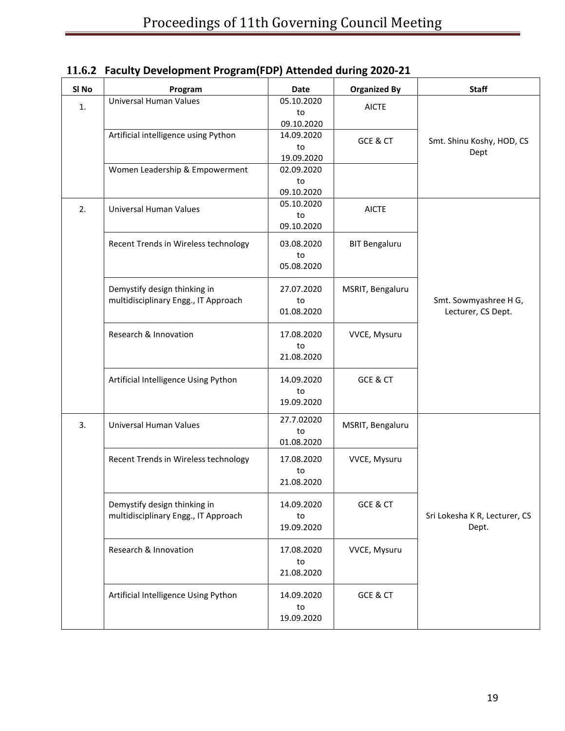### 11.6.2 Faculty Development Program(FDP) Attended during 2020-21

| Sl No | Program | Date | Organized By | Staff |
|---|---|---|---|---|
| 1. | Universal Human Values | 05.10.2020 to 09.10.2020 | AICTE | Smt. Shinu Koshy, HOD, CS Dept |
| | Artificial intelligence using Python | 14.09.2020 to 19.09.2020 | GCE & CT | |
| | Women Leadership & Empowerment | 02.09.2020 to 09.10.2020 | | |
| 2. | Universal Human Values | 05.10.2020 to 09.10.2020 | AICTE | Smt. Sowmyashree H G, Lecturer, CS Dept. |
| | Recent Trends in Wireless technology | 03.08.2020 to 05.08.2020 | BIT Bengaluru | |
| | Demystify design thinking in multidisciplinary Engg., IT Approach | 27.07.2020 to 01.08.2020 | MSRIT, Bengaluru | |
| | Research & Innovation | 17.08.2020 to 21.08.2020 | VVCE, Mysuru | |
| | Artificial Intelligence Using Python | 14.09.2020 to 19.09.2020 | GCE & CT | |
| 3. | Universal Human Values | 27.7.02020 to 01.08.2020 | MSRIT, Bengaluru | Sri Lokesha K R, Lecturer, CS Dept. |
| | Recent Trends in Wireless technology | 17.08.2020 to 21.08.2020 | VVCE, Mysuru | |
| | Demystify design thinking in multidisciplinary Engg., IT Approach | 14.09.2020 to 19.09.2020 | GCE & CT | |
| | Research & Innovation | 17.08.2020 to 21.08.2020 | VVCE, Mysuru | |
| | Artificial Intelligence Using Python | 14.09.2020 to 19.09.2020 | GCE & CT | |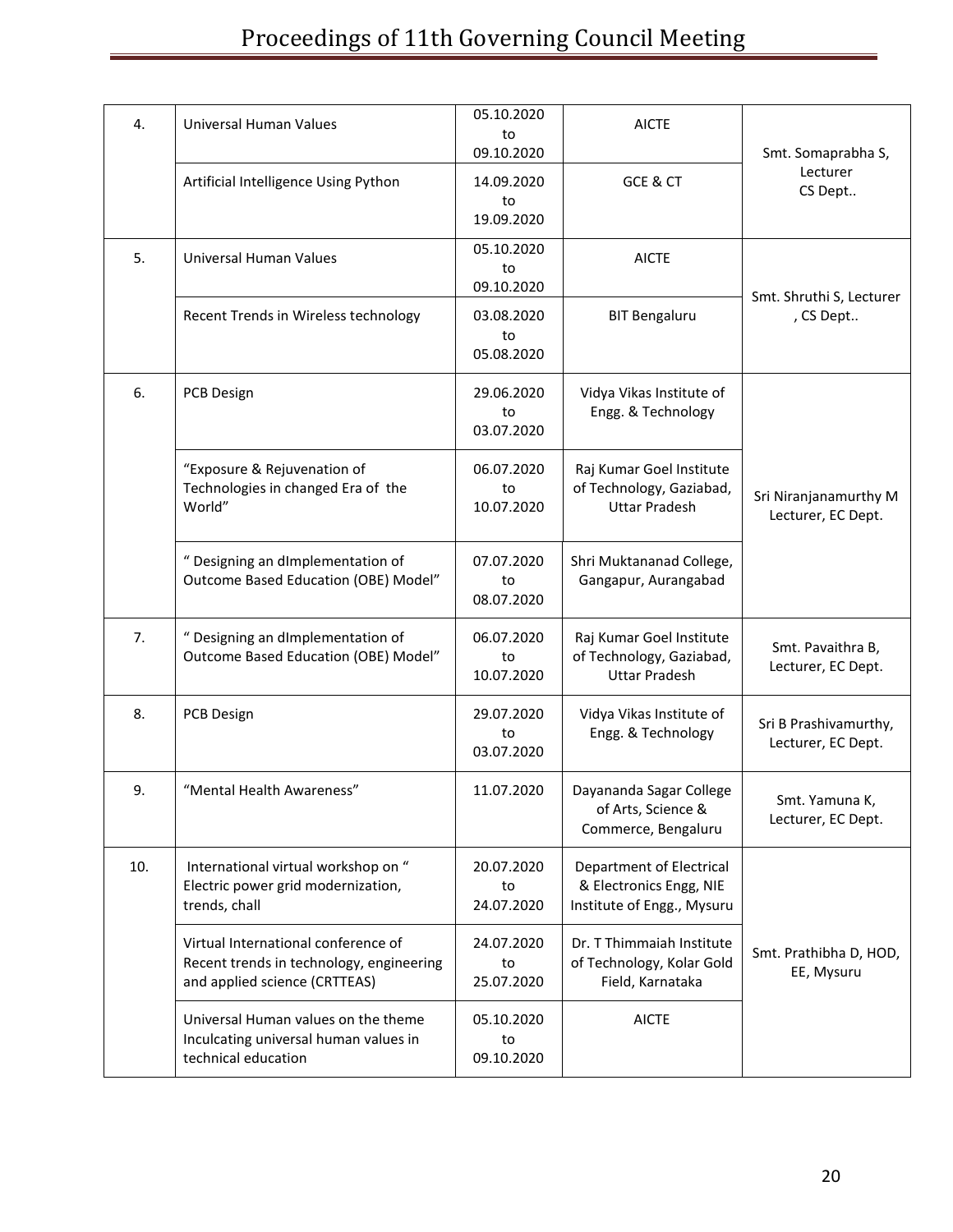| | | | | |
|---|---|---|---|---|
| 4. | Universal Human Values | 05.10.2020 to 09.10.2020 | AICTE | Smt. Somaprabha S, Lecturer CS Dept.. |
| | Artificial Intelligence Using Python | 14.09.2020 to 19.09.2020 | GCE & CT | |
| 5. | Universal Human Values | 05.10.2020 to 09.10.2020 | AICTE | Smt. Shruthi S, Lecturer , CS Dept.. |
| | Recent Trends in Wireless technology | 03.08.2020 to 05.08.2020 | BIT Bengaluru | |
| 6. | PCB Design | 29.06.2020 to 03.07.2020 | Vidya Vikas Institute of Engg. & Technology | Sri Niranjanamurthy M Lecturer, EC Dept. |
| | "Exposure & Rejuvenation of Technologies in changed Era of the World" | 06.07.2020 to 10.07.2020 | Raj Kumar Goel Institute of Technology, Gaziabad, Uttar Pradesh | |
| | " Designing an dImplementation of Outcome Based Education (OBE) Model" | 07.07.2020 to 08.07.2020 | Shri Muktananad College, Gangapur, Aurangabad | |
| 7. | " Designing an dImplementation of Outcome Based Education (OBE) Model" | 06.07.2020 to 10.07.2020 | Raj Kumar Goel Institute of Technology, Gaziabad, Uttar Pradesh | Smt. Pavaithra B, Lecturer, EC Dept. |
| 8. | PCB Design | 29.07.2020 to 03.07.2020 | Vidya Vikas Institute of Engg. & Technology | Sri B Prashivamurthy, Lecturer, EC Dept. |
| 9. | "Mental Health Awareness" | 11.07.2020 | Dayananda Sagar College of Arts, Science & Commerce, Bengaluru | Smt. Yamuna K, Lecturer, EC Dept. |
| 10. | International virtual workshop on " Electric power grid modernization, trends, chall | 20.07.2020 to 24.07.2020 | Department of Electrical & Electronics Engg, NIE Institute of Engg., Mysuru | Smt. Prathibha D, HOD, EE, Mysuru |
| | Virtual International conference of Recent trends in technology, engineering and applied science (CRTTEAS) | 24.07.2020 to 25.07.2020 | Dr. T Thimmaiah Institute of Technology, Kolar Gold Field, Karnataka | |
| | Universal Human values on the theme Inculcating universal human values in technical education | 05.10.2020 to 09.10.2020 | AICTE | |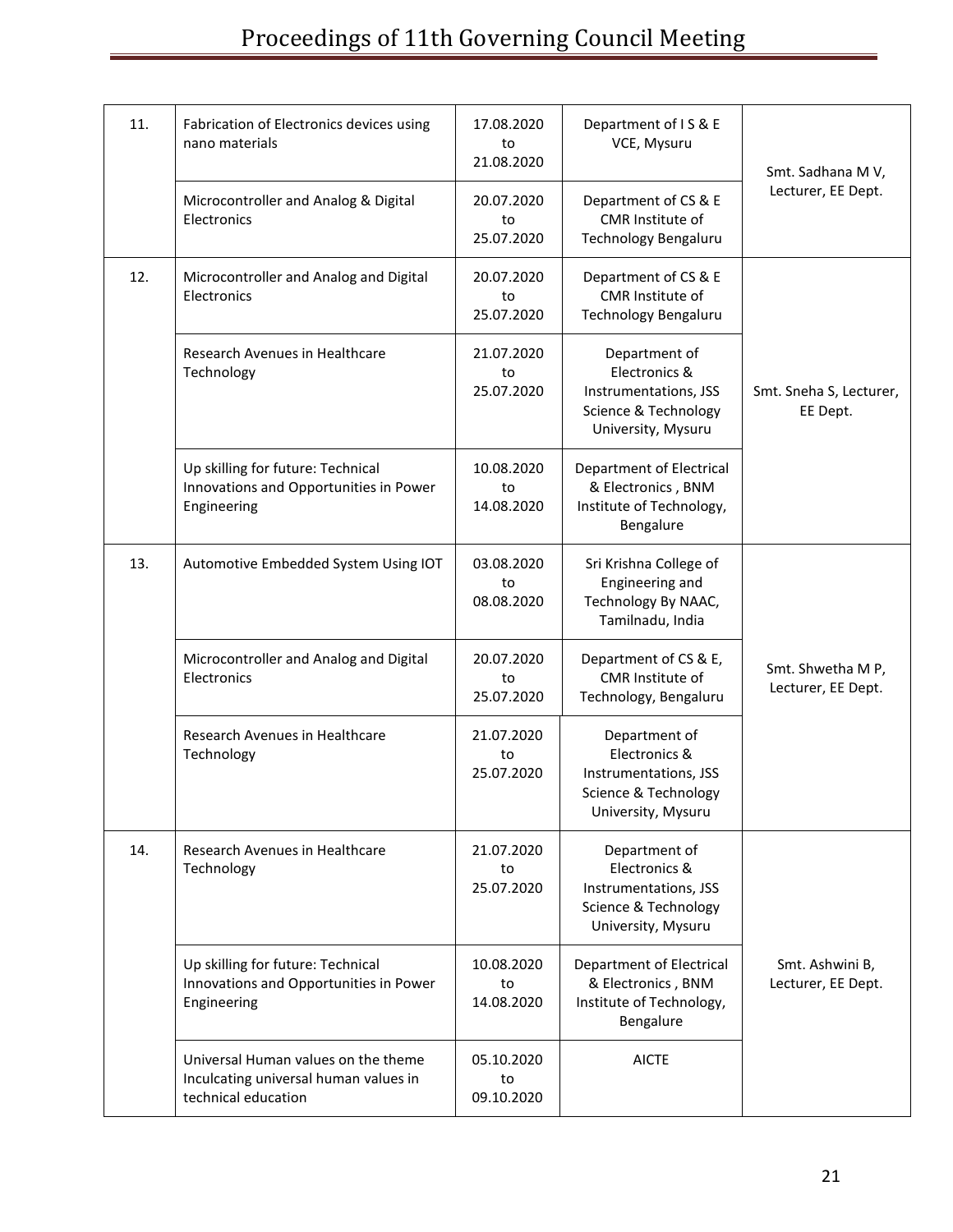| | | | | |
|---|---|---|---|---|
| 11. | Fabrication of Electronics devices using nano materials | 17.08.2020 to 21.08.2020 | Department of I S & E VCE, Mysuru | Smt. Sadhana M V, Lecturer, EE Dept. |
| | Microcontroller and Analog & Digital Electronics | 20.07.2020 to 25.07.2020 | Department of CS & E CMR Institute of Technology Bengaluru | |
| 12. | Microcontroller and Analog and Digital Electronics | 20.07.2020 to 25.07.2020 | Department of CS & E CMR Institute of Technology Bengaluru | Smt. Sneha S, Lecturer, EE Dept. |
| | Research Avenues in Healthcare Technology | 21.07.2020 to 25.07.2020 | Department of Electronics & Instrumentations, JSS Science & Technology University, Mysuru | |
| | Up skilling for future: Technical Innovations and Opportunities in Power Engineering | 10.08.2020 to 14.08.2020 | Department of Electrical & Electronics , BNM Institute of Technology, Bengalure | |
| 13. | Automotive Embedded System Using IOT | 03.08.2020 to 08.08.2020 | Sri Krishna College of Engineering and Technology By NAAC, Tamilnadu, India | Smt. Shwetha M P, Lecturer, EE Dept. |
| | Microcontroller and Analog and Digital Electronics | 20.07.2020 to 25.07.2020 | Department of CS & E, CMR Institute of Technology, Bengaluru | |
| | Research Avenues in Healthcare Technology | 21.07.2020 to 25.07.2020 | Department of Electronics & Instrumentations, JSS Science & Technology University, Mysuru | |
| 14. | Research Avenues in Healthcare Technology | 21.07.2020 to 25.07.2020 | Department of Electronics & Instrumentations, JSS Science & Technology University, Mysuru | Smt. Ashwini B, Lecturer, EE Dept. |
| | Up skilling for future: Technical Innovations and Opportunities in Power Engineering | 10.08.2020 to 14.08.2020 | Department of Electrical & Electronics , BNM Institute of Technology, Bengalure | |
| | Universal Human values on the theme Inculcating universal human values in technical education | 05.10.2020 to 09.10.2020 | AICTE | |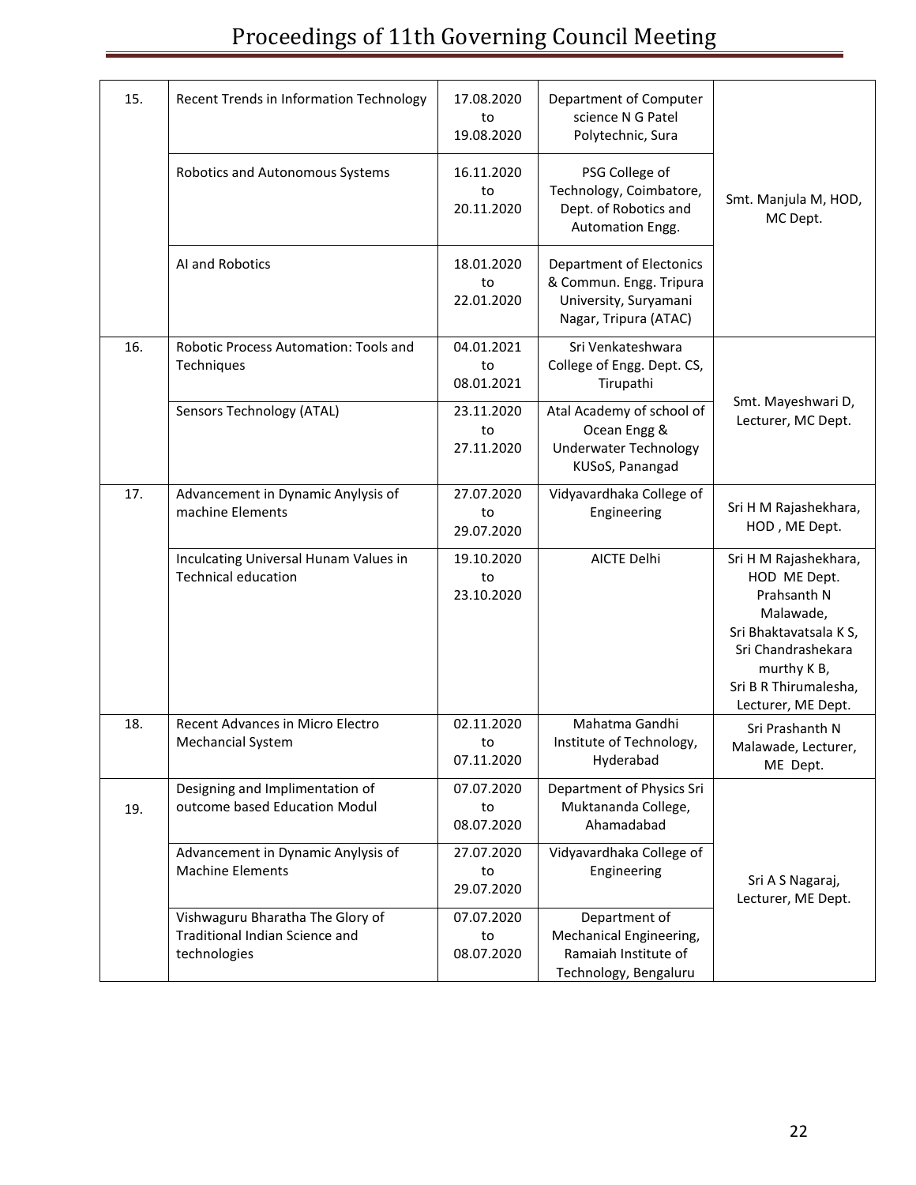| | | | | |
|---|---|---|---|---|
| 15. | Recent Trends in Information Technology | 17.08.2020 to 19.08.2020 | Department of Computer science N G Patel Polytechnic, Sura | Smt. Manjula M, HOD, MC Dept. |
| | Robotics and Autonomous Systems | 16.11.2020 to 20.11.2020 | PSG College of Technology, Coimbatore, Dept. of Robotics and Automation Engg. | |
| | AI and Robotics | 18.01.2020 to 22.01.2020 | Department of Electonics & Commun. Engg. Tripura University, Suryamani Nagar, Tripura (ATAC) | |
| 16. | Robotic Process Automation: Tools and Techniques | 04.01.2021 to 08.01.2021 | Sri Venkateshwara College of Engg. Dept. CS, Tirupathi | Smt. Mayeshwari D, Lecturer, MC Dept. |
| | Sensors Technology (ATAL) | 23.11.2020 to 27.11.2020 | Atal Academy of school of Ocean Engg & Underwater Technology KUSoS, Panangad | |
| 17. | Advancement in Dynamic Anylysis of machine Elements | 27.07.2020 to 29.07.2020 | Vidyavardhaka College of Engineering | Sri H M Rajashekhara, HOD , ME Dept. |
| | Inculcating Universal Hunam Values in Technical education | 19.10.2020 to 23.10.2020 | AICTE Delhi | Sri H M Rajashekhara, HOD ME Dept. Prahsanth N Malawade, Sri Bhaktavatsala K S, Sri Chandrashekara murthy K B, Sri B R Thirumalesha, Lecturer, ME Dept. |
| 18. | Recent Advances in Micro Electro Mechancial System | 02.11.2020 to 07.11.2020 | Mahatma Gandhi Institute of Technology, Hyderabad | Sri Prashanth N Malawade, Lecturer, ME Dept. |
| 19. | Designing and Implimentation of outcome based Education Modul | 07.07.2020 to 08.07.2020 | Department of Physics Sri Muktananda College, Ahamadabad | Sri A S Nagaraj, Lecturer, ME Dept. |
| | Advancement in Dynamic Anylysis of Machine Elements | 27.07.2020 to 29.07.2020 | Vidyavardhaka College of Engineering | |
| | Vishwaguru Bharatha The Glory of Traditional Indian Science and technologies | 07.07.2020 to 08.07.2020 | Department of Mechanical Engineering, Ramaiah Institute of Technology, Bengaluru | |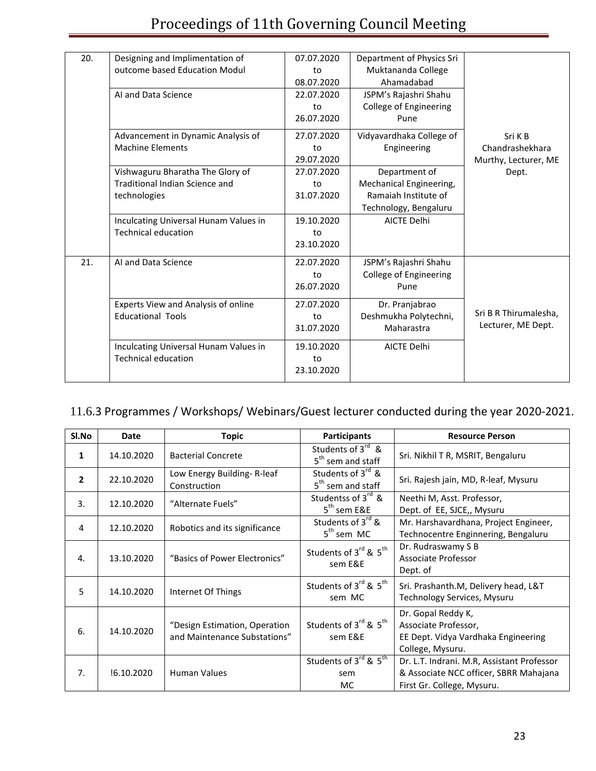| | | | | |
|---|---|---|---|---|
| 20. | Designing and Implimentation of outcome based Education Modul | 07.07.2020 to 08.07.2020 | Department of Physics Sri Muktananda College Ahamadabad | Sri K B Chandrashekhara Murthy, Lecturer, ME Dept. |
| | AI and Data Science | 22.07.2020 to 26.07.2020 | JSPM's Rajashri Shahu College of Engineering Pune | |
| | Advancement in Dynamic Analysis of Machine Elements | 27.07.2020 to 29.07.2020 | Vidyavardhaka College of Engineering | |
| | Vishwaguru Bharatha The Glory of Traditional Indian Science and technologies | 27.07.2020 to 31.07.2020 | Department of Mechanical Engineering, Ramaiah Institute of Technology, Bengaluru | |
| | Inculcating Universal Hunam Values in Technical education | 19.10.2020 to 23.10.2020 | AICTE Delhi | |
| 21. | AI and Data Science | 22.07.2020 to 26.07.2020 | JSPM's Rajashri Shahu College of Engineering Pune | Sri B R Thirumalesha, Lecturer, ME Dept. |
| | Experts View and Analysis of online Educational Tools | 27.07.2020 to 31.07.2020 | Dr. Pranjabrao Deshmukha Polytechni, Maharastra | |
| | Inculcating Universal Hunam Values in Technical education | 19.10.2020 to 23.10.2020 | AICTE Delhi | |

## 11.6.3 Programmes / Workshops/ Webinars/Guest lecturer conducted during the year 2020-2021.

| Sl.No | Date | Topic | Participants | Resource Person |
|---|---|---|---|---|
| **1** | 14.10.2020 | Bacterial Concrete | Students of 3rd & 5th sem and staff | Sri. Nikhil T R, MSRIT, Bengaluru |
| **2** | 22.10.2020 | Low Energy Building- R-leaf Construction | Students of 3rd & 5th sem and staff | Sri. Rajesh jain, MD, R-leaf, Mysuru |
| 3. | 12.10.2020 | "Alternate Fuels" | Studentss of 3rd & 5th sem E&E | Neethi M, Asst. Professor, Dept. of EE, SJCE,, Mysuru |
| 4 | 12.10.2020 | Robotics and its significance | Students of 3rd & 5th sem MC | Mr. Harshavardhana, Project Engineer, Technocentre Enginnering, Bengaluru |
| 4. | 13.10.2020 | "Basics of Power Electronics" | Students of 3rd & 5th sem E&E | Dr. Rudraswamy S B Associate Professor Dept. of |
| 5 | 14.10.2020 | Internet Of Things | Students of 3rd & 5th sem MC | Sri. Prashanth.M, Delivery head, L&T Technology Services, Mysuru |
| 6. | 14.10.2020 | "Design Estimation, Operation and Maintenance Substations" | Students of 3rd & 5th sem E&E | Dr. Gopal Reddy K, Associate Professor, EE Dept. Vidya Vardhaka Engineering College, Mysuru. |
| 7. | !6.10.2020 | Human Values | Students of 3rd & 5th sem MC | Dr. L.T. Indrani. M.R, Assistant Professor & Associate NCC officer, SBRR Mahajana First Gr. College, Mysuru. |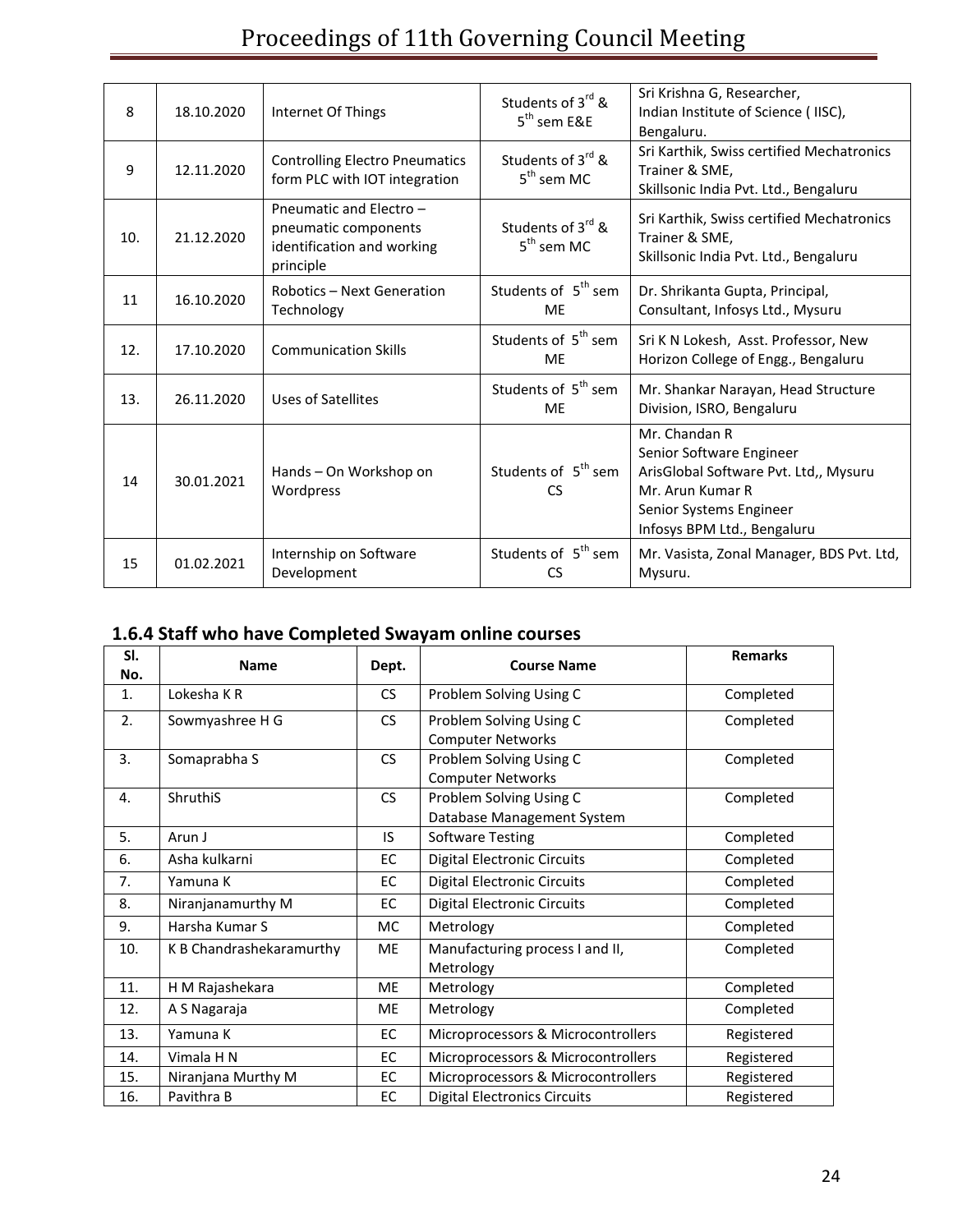| | | | | |
|---|---|---|---|---|
| 8 | 18.10.2020 | Internet Of Things | Students of 3rd & 5th sem E&E | Sri Krishna G, Researcher, Indian Institute of Science ( IISC), Bengaluru. |
| 9 | 12.11.2020 | Controlling Electro Pneumatics form PLC with IOT integration | Students of 3rd & 5th sem MC | Sri Karthik, Swiss certified Mechatronics Trainer & SME, Skillsonic India Pvt. Ltd., Bengaluru |
| 10. | 21.12.2020 | Pneumatic and Electro – pneumatic components identification and working principle | Students of 3rd & 5th sem MC | Sri Karthik, Swiss certified Mechatronics Trainer & SME, Skillsonic India Pvt. Ltd., Bengaluru |
| 11 | 16.10.2020 | Robotics – Next Generation Technology | Students of 5th sem ME | Dr. Shrikanta Gupta, Principal, Consultant, Infosys Ltd., Mysuru |
| 12. | 17.10.2020 | Communication Skills | Students of 5th sem ME | Sri K N Lokesh, Asst. Professor, New Horizon College of Engg., Bengaluru |
| 13. | 26.11.2020 | Uses of Satellites | Students of 5th sem ME | Mr. Shankar Narayan, Head Structure Division, ISRO, Bengaluru |
| 14 | 30.01.2021 | Hands – On Workshop on Wordpress | Students of 5th sem CS | Mr. Chandan R<br>Senior Software Engineer<br>ArisGlobal Software Pvt. Ltd,, Mysuru<br>Mr. Arun Kumar R<br>Senior Systems Engineer<br>Infosys BPM Ltd., Bengaluru |
| 15 | 01.02.2021 | Internship on Software Development | Students of 5th sem CS | Mr. Vasista, Zonal Manager, BDS Pvt. Ltd, Mysuru. |

### 1.6.4 Staff who have Completed Swayam online courses

| Sl. No. | Name | Dept. | Course Name | Remarks |
|---|---|---|---|---|
| 1. | Lokesha K R | CS | Problem Solving Using C | Completed |
| 2. | Sowmyashree H G | CS | Problem Solving Using C<br>Computer Networks | Completed |
| 3. | Somaprabha S | CS | Problem Solving Using C<br>Computer Networks | Completed |
| 4. | ShruthiS | CS | Problem Solving Using C<br>Database Management System | Completed |
| 5. | Arun J | IS | Software Testing | Completed |
| 6. | Asha kulkarni | EC | Digital Electronic Circuits | Completed |
| 7. | Yamuna K | EC | Digital Electronic Circuits | Completed |
| 8. | Niranjanamurthy M | EC | Digital Electronic Circuits | Completed |
| 9. | Harsha Kumar S | MC | Metrology | Completed |
| 10. | K B Chandrashekaramurthy | ME | Manufacturing process I and II, Metrology | Completed |
| 11. | H M Rajashekara | ME | Metrology | Completed |
| 12. | A S Nagaraja | ME | Metrology | Completed |
| 13. | Yamuna K | EC | Microprocessors & Microcontrollers | Registered |
| 14. | Vimala H N | EC | Microprocessors & Microcontrollers | Registered |
| 15. | Niranjana Murthy M | EC | Microprocessors & Microcontrollers | Registered |
| 16. | Pavithra B | EC | Digital Electronics Circuits | Registered |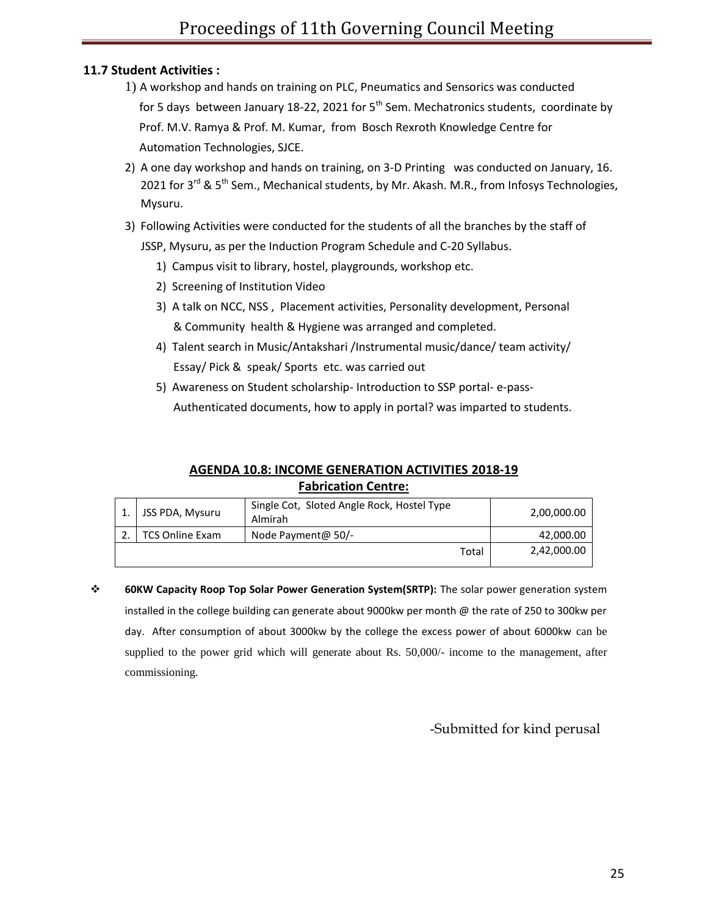### 11.7 Student Activities :

1) A workshop and hands on training on PLC, Pneumatics and Sensorics was conducted for 5 days between January 18-22, 2021 for 5th Sem. Mechatronics students, coordinate by Prof. M.V. Ramya & Prof. M. Kumar, from Bosch Rexroth Knowledge Centre for Automation Technologies, SJCE.
2) A one day workshop and hands on training, on 3-D Printing was conducted on January, 16. 2021 for 3rd & 5th Sem., Mechanical students, by Mr. Akash. M.R., from Infosys Technologies, Mysuru.
3) Following Activities were conducted for the students of all the branches by the staff of JSSP, Mysuru, as per the Induction Program Schedule and C-20 Syllabus.
   1) Campus visit to library, hostel, playgrounds, workshop etc.
   2) Screening of Institution Video
   3) A talk on NCC, NSS , Placement activities, Personality development, Personal & Community health & Hygiene was arranged and completed.
   4) Talent search in Music/Antakshari /Instrumental music/dance/ team activity/ Essay/ Pick & speak/ Sports etc. was carried out
   5) Awareness on Student scholarship- Introduction to SSP portal- e-pass- Authenticated documents, how to apply in portal? was imparted to students.

## AGENDA 10.8: INCOME GENERATION ACTIVITIES 2018-19

**Fabrication Centre:**

| | | | |
|---|---|---|---|
| 1. | JSS PDA, Mysuru | Single Cot, Sloted Angle Rock, Hostel Type Almirah | 2,00,000.00 |
| 2. | TCS Online Exam | Node Payment@ 50/- | 42,000.00 |
| | | Total | 2,42,000.00 |

- **60KW Capacity Roop Top Solar Power Generation System(SRTP):** The solar power generation system installed in the college building can generate about 9000kw per month @ the rate of 250 to 300kw per day. After consumption of about 3000kw by the college the excess power of about 6000kw can be supplied to the power grid which will generate about Rs. 50,000/- income to the management, after commissioning.

-Submitted for kind perusal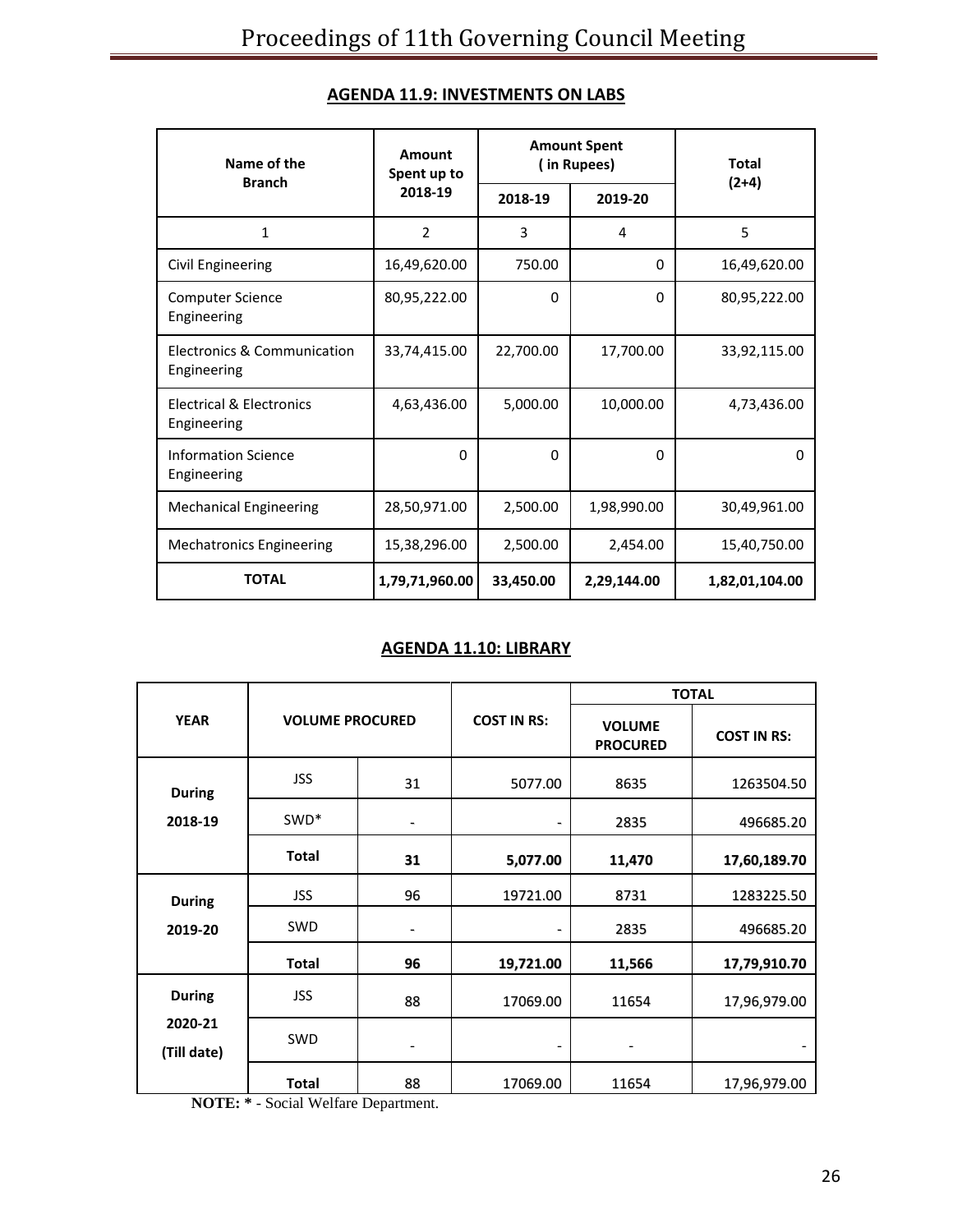## AGENDA 11.9: INVESTMENTS ON LABS

| Name of the Branch | Amount Spent up to 2018-19 | Amount Spent ( in Rupees) | | Total (2+4) |
|---|---|---|---|---|
| | | 2018-19 | 2019-20 | |
| 1 | 2 | 3 | 4 | 5 |
| Civil Engineering | 16,49,620.00 | 750.00 | 0 | 16,49,620.00 |
| Computer Science Engineering | 80,95,222.00 | 0 | 0 | 80,95,222.00 |
| Electronics & Communication Engineering | 33,74,415.00 | 22,700.00 | 17,700.00 | 33,92,115.00 |
| Electrical & Electronics Engineering | 4,63,436.00 | 5,000.00 | 10,000.00 | 4,73,436.00 |
| Information Science Engineering | 0 | 0 | 0 | 0 |
| Mechanical Engineering | 28,50,971.00 | 2,500.00 | 1,98,990.00 | 30,49,961.00 |
| Mechatronics Engineering | 15,38,296.00 | 2,500.00 | 2,454.00 | 15,40,750.00 |
| **TOTAL** | **1,79,71,960.00** | **33,450.00** | **2,29,144.00** | **1,82,01,104.00** |

## AGENDA 11.10: LIBRARY

| YEAR | VOLUME PROCURED | | COST IN RS: | TOTAL | |
|---|---|---|---|---|---|
| | | | | VOLUME PROCURED | COST IN RS: |
| During 2018-19 | JSS | 31 | 5077.00 | 8635 | 1263504.50 |
| | SWD* | - | - | 2835 | 496685.20 |
| | **Total** | **31** | **5,077.00** | **11,470** | **17,60,189.70** |
| During 2019-20 | JSS | 96 | 19721.00 | 8731 | 1283225.50 |
| | SWD | - | - | 2835 | 496685.20 |
| | **Total** | **96** | **19,721.00** | **11,566** | **17,79,910.70** |
| During 2020-21 (Till date) | JSS | 88 | 17069.00 | 11654 | 17,96,979.00 |
| | SWD | - | - | - | - |
| | **Total** | 88 | 17069.00 | 11654 | 17,96,979.00 |

**NOTE: *** - Social Welfare Department.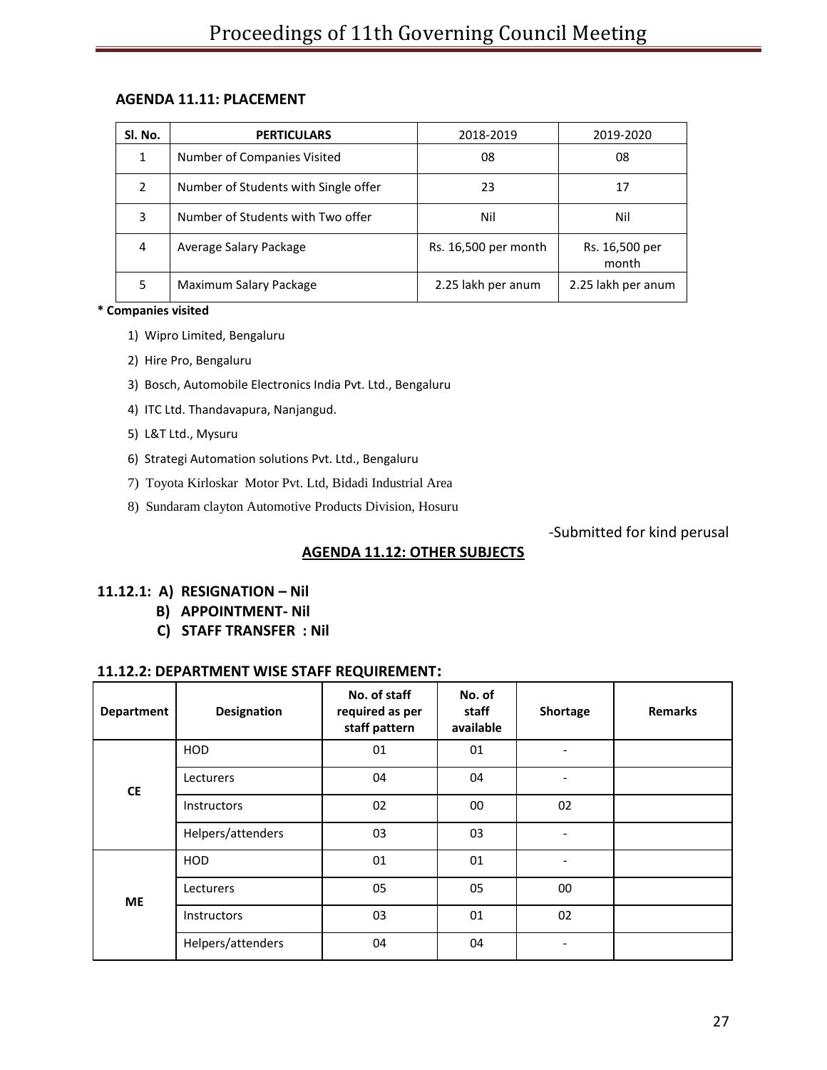### AGENDA 11.11: PLACEMENT

| Sl. No. | PERTICULARS | 2018-2019 | 2019-2020 |
|---|---|---|---|
| 1 | Number of Companies Visited | 08 | 08 |
| 2 | Number of Students with Single offer | 23 | 17 |
| 3 | Number of Students with Two offer | Nil | Nil |
| 4 | Average Salary Package | Rs. 16,500 per month | Rs. 16,500 per month |
| 5 | Maximum Salary Package | 2.25 lakh per anum | 2.25 lakh per anum |

**\* Companies visited**

1) Wipro Limited, Bengaluru
2) Hire Pro, Bengaluru
3) Bosch, Automobile Electronics India Pvt. Ltd., Bengaluru
4) ITC Ltd. Thandavapura, Nanjangud.
5) L&T Ltd., Mysuru
6) Strategi Automation solutions Pvt. Ltd., Bengaluru
7) Toyota Kirloskar Motor Pvt. Ltd, Bidadi Industrial Area
8) Sundaram clayton Automotive Products Division, Hosuru

-Submitted for kind perusal

## AGENDA 11.12: OTHER SUBJECTS

**11.12.1: A) RESIGNATION – Nil**

**B) APPOINTMENT- Nil**

**C) STAFF TRANSFER : Nil**

### 11.12.2: DEPARTMENT WISE STAFF REQUIREMENT:

| Department | Designation | No. of staff required as per staff pattern | No. of staff available | Shortage | Remarks |
|---|---|---|---|---|---|
| CE | HOD | 01 | 01 | - | |
| | Lecturers | 04 | 04 | - | |
| | Instructors | 02 | 00 | 02 | |
| | Helpers/attenders | 03 | 03 | - | |
| ME | HOD | 01 | 01 | - | |
| | Lecturers | 05 | 05 | 00 | |
| | Instructors | 03 | 01 | 02 | |
| | Helpers/attenders | 04 | 04 | - | |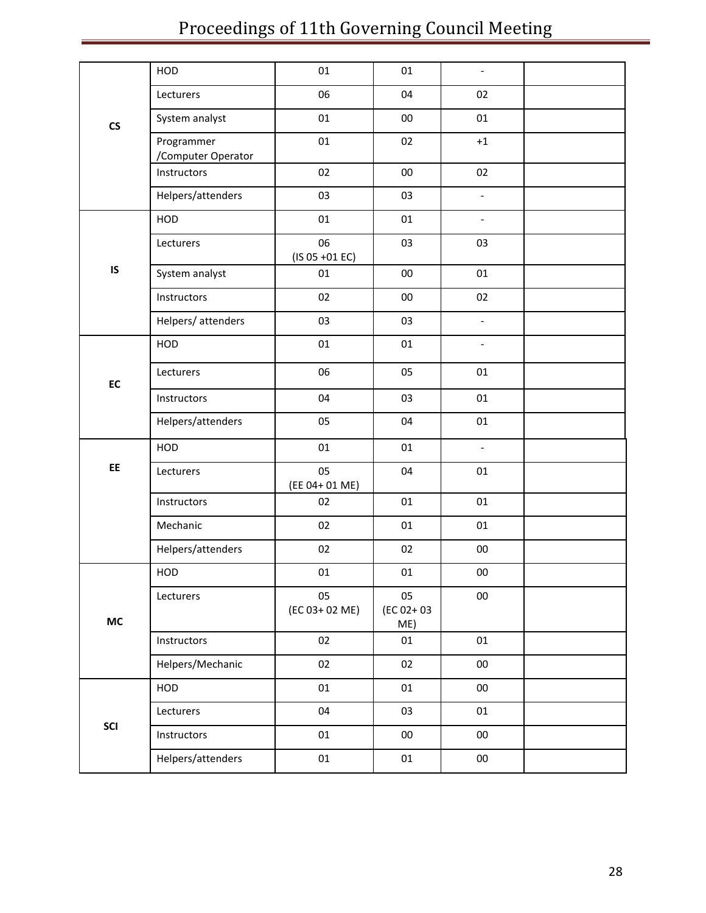| | | | | | |
|---|---|---|---|---|---|
| CS | HOD | 01 | 01 | - | |
| | Lecturers | 06 | 04 | 02 | |
| | System analyst | 01 | 00 | 01 | |
| | Programmer /Computer Operator | 01 | 02 | +1 | |
| | Instructors | 02 | 00 | 02 | |
| | Helpers/attenders | 03 | 03 | - | |
| IS | HOD | 01 | 01 | - | |
| | Lecturers | 06 (IS 05 +01 EC) | 03 | 03 | |
| | System analyst | 01 | 00 | 01 | |
| | Instructors | 02 | 00 | 02 | |
| | Helpers/ attenders | 03 | 03 | - | |
| EC | HOD | 01 | 01 | - | |
| | Lecturers | 06 | 05 | 01 | |
| | Instructors | 04 | 03 | 01 | |
| | Helpers/attenders | 05 | 04 | 01 | |
| EE | HOD | 01 | 01 | - | |
| | Lecturers | 05 (EE 04+ 01 ME) | 04 | 01 | |
| | Instructors | 02 | 01 | 01 | |
| | Mechanic | 02 | 01 | 01 | |
| | Helpers/attenders | 02 | 02 | 00 | |
| MC | HOD | 01 | 01 | 00 | |
| | Lecturers | 05 (EC 03+ 02 ME) | 05 (EC 02+ 03 ME) | 00 | |
| | Instructors | 02 | 01 | 01 | |
| | Helpers/Mechanic | 02 | 02 | 00 | |
| SCI | HOD | 01 | 01 | 00 | |
| | Lecturers | 04 | 03 | 01 | |
| | Instructors | 01 | 00 | 00 | |
| | Helpers/attenders | 01 | 01 | 00 | |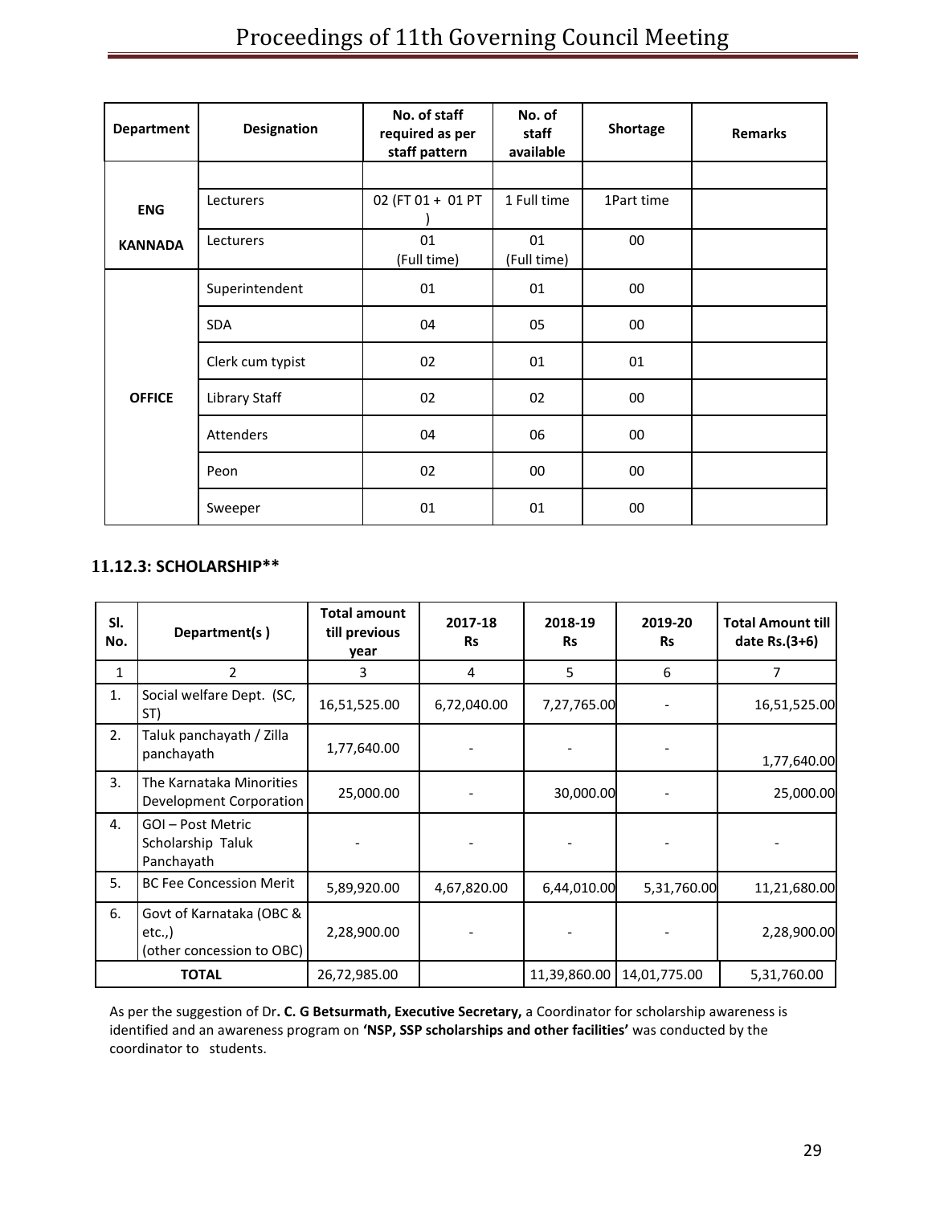| Department | Designation | No. of staff required as per staff pattern | No. of staff available | Shortage | Remarks |
|---|---|---|---|---|---|
| ENG | | | | | |
| | Lecturers | 02 (FT 01 + 01 PT ) | 1 Full time | 1Part time | |
| KANNADA | Lecturers | 01 (Full time) | 01 (Full time) | 00 | |
| OFFICE | Superintendent | 01 | 01 | 00 | |
| | SDA | 04 | 05 | 00 | |
| | Clerk cum typist | 02 | 01 | 01 | |
| | Library Staff | 02 | 02 | 00 | |
| | Attenders | 04 | 06 | 00 | |
| | Peon | 02 | 00 | 00 | |
| | Sweeper | 01 | 01 | 00 | |

### 11.12.3: SCHOLARSHIP**

| Sl. No. | Department(s ) | Total amount till previous year | 2017-18 Rs | 2018-19 Rs | 2019-20 Rs | Total Amount till date Rs.(3+6) |
|---|---|---|---|---|---|---|
| 1 | 2 | 3 | 4 | 5 | 6 | 7 |
| 1. | Social welfare Dept. (SC, ST) | 16,51,525.00 | 6,72,040.00 | 7,27,765.00 | - | 16,51,525.00 |
| 2. | Taluk panchayath / Zilla panchayath | 1,77,640.00 | - | - | - | 1,77,640.00 |
| 3. | The Karnataka Minorities Development Corporation | 25,000.00 | - | 30,000.00 | - | 25,000.00 |
| 4. | GOI – Post Metric Scholarship Taluk Panchayath | - | - | - | - | - |
| 5. | BC Fee Concession Merit | 5,89,920.00 | 4,67,820.00 | 6,44,010.00 | 5,31,760.00 | 11,21,680.00 |
| 6. | Govt of Karnataka (OBC & etc.,) (other concession to OBC) | 2,28,900.00 | - | - | - | 2,28,900.00 |
| TOTAL | | 26,72,985.00 | | 11,39,860.00 | 14,01,775.00 | 5,31,760.00 |

As per the suggestion of Dr**. C. G Betsurmath, Executive Secretary,** a Coordinator for scholarship awareness is identified and an awareness program on **'NSP, SSP scholarships and other facilities'** was conducted by the coordinator to students.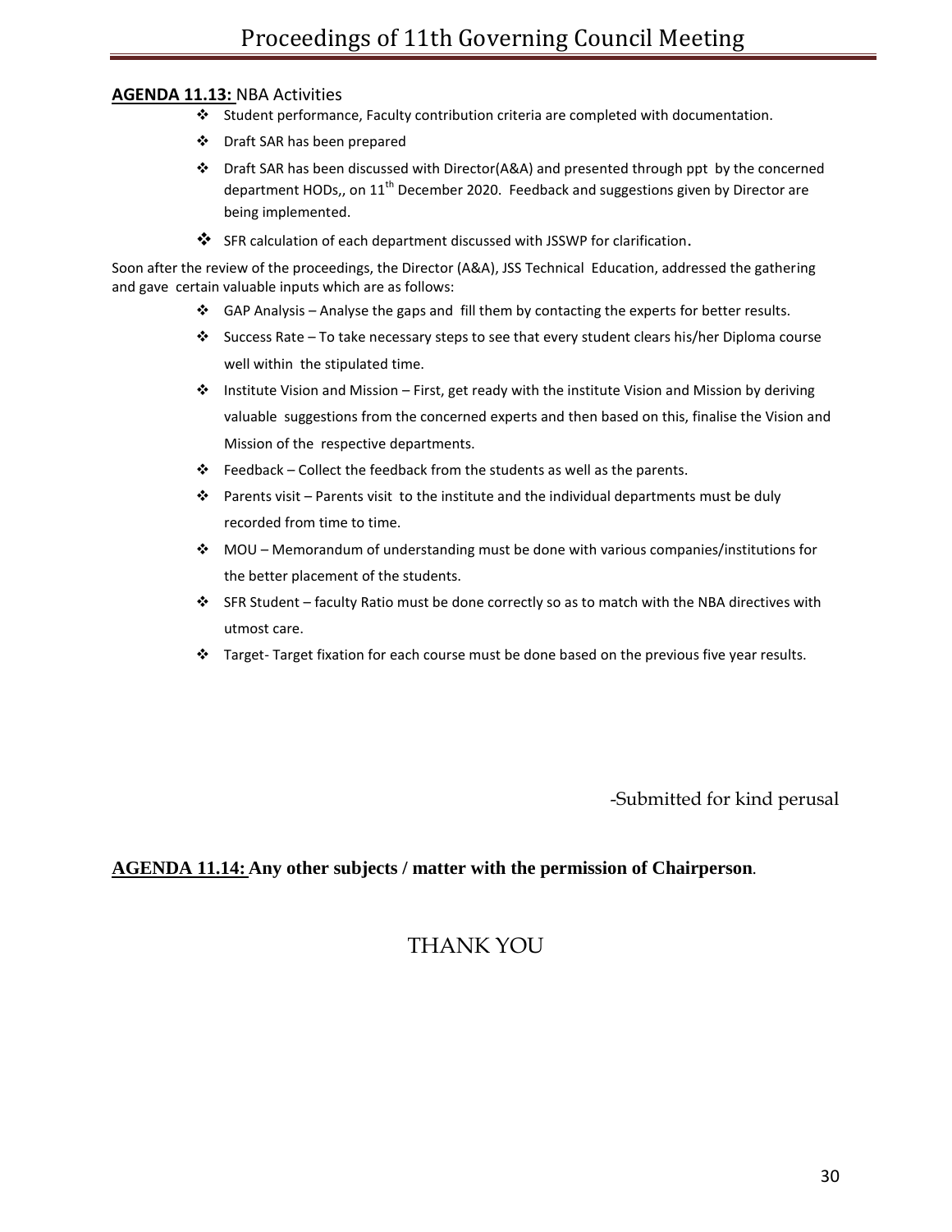**AGENDA 11.13:** NBA Activities

- Student performance, Faculty contribution criteria are completed with documentation.
- Draft SAR has been prepared
- Draft SAR has been discussed with Director(A&A) and presented through ppt by the concerned department HODs,, on 11th December 2020. Feedback and suggestions given by Director are being implemented.
- SFR calculation of each department discussed with JSSWP for clarification.

Soon after the review of the proceedings, the Director (A&A), JSS Technical Education, addressed the gathering and gave certain valuable inputs which are as follows:

- GAP Analysis – Analyse the gaps and fill them by contacting the experts for better results.
- Success Rate – To take necessary steps to see that every student clears his/her Diploma course well within the stipulated time.
- Institute Vision and Mission – First, get ready with the institute Vision and Mission by deriving valuable suggestions from the concerned experts and then based on this, finalise the Vision and Mission of the respective departments.
- Feedback – Collect the feedback from the students as well as the parents.
- Parents visit – Parents visit to the institute and the individual departments must be duly recorded from time to time.
- MOU – Memorandum of understanding must be done with various companies/institutions for the better placement of the students.
- SFR Student – faculty Ratio must be done correctly so as to match with the NBA directives with utmost care.
- Target- Target fixation for each course must be done based on the previous five year results.

-Submitted for kind perusal

**AGENDA 11.14: Any other subjects / matter with the permission of Chairperson**.

THANK YOU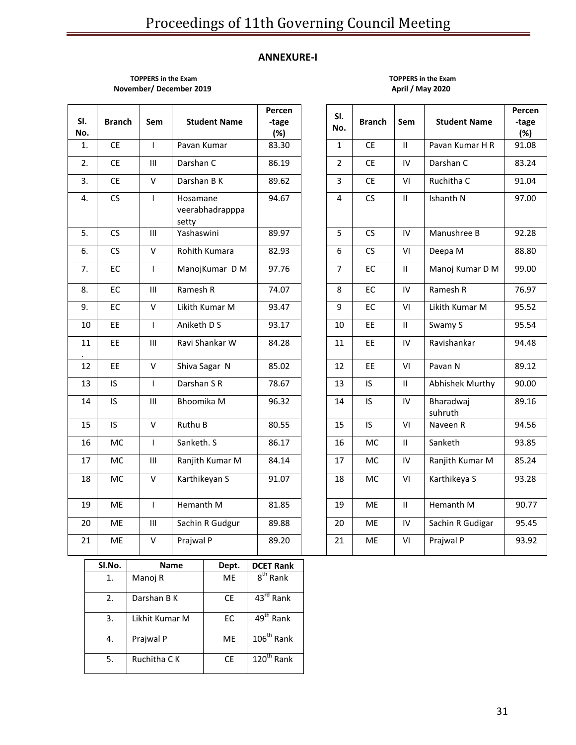## ANNEXURE-I

**TOPPERS in the Exam**
**November/ December 2019**

| Sl. No. | Branch | Sem | Student Name | Percen-tage (%) |
|---|---|---|---|---|
| 1. | CE | I | Pavan Kumar | 83.30 |
| 2. | CE | III | Darshan C | 86.19 |
| 3. | CE | V | Darshan B K | 89.62 |
| 4. | CS | I | Hosamane veerabhadrapppa setty | 94.67 |
| 5. | CS | III | Yashaswini | 89.97 |
| 6. | CS | V | Rohith Kumara | 82.93 |
| 7. | EC | I | ManojKumar D M | 97.76 |
| 8. | EC | III | Ramesh R | 74.07 |
| 9. | EC | V | Likith Kumar M | 93.47 |
| 10 | EE | I | Aniketh D S | 93.17 |
| 11. | EE | III | Ravi Shankar W | 84.28 |
| 12 | EE | V | Shiva Sagar N | 85.02 |
| 13 | IS | I | Darshan S R | 78.67 |
| 14 | IS | III | Bhoomika M | 96.32 |
| 15 | IS | V | Ruthu B | 80.55 |
| 16 | MC | I | Sanketh. S | 86.17 |
| 17 | MC | III | Ranjith Kumar M | 84.14 |
| 18 | MC | V | Karthikeyan S | 91.07 |
| 19 | ME | I | Hemanth M | 81.85 |
| 20 | ME | III | Sachin R Gudgur | 89.88 |
| 21 | ME | V | Prajwal P | 89.20 |

**TOPPERS in the Exam**
**April / May 2020**

| Sl. No. | Branch | Sem | Student Name | Percen-tage (%) |
|---|---|---|---|---|
| 1 | CE | II | Pavan Kumar H R | 91.08 |
| 2 | CE | IV | Darshan C | 83.24 |
| 3 | CE | VI | Ruchitha C | 91.04 |
| 4 | CS | II | Ishanth N | 97.00 |
| 5 | CS | IV | Manushree B | 92.28 |
| 6 | CS | VI | Deepa M | 88.80 |
| 7 | EC | II | Manoj Kumar D M | 99.00 |
| 8 | EC | IV | Ramesh R | 76.97 |
| 9 | EC | VI | Likith Kumar M | 95.52 |
| 10 | EE | II | Swamy S | 95.54 |
| 11 | EE | IV | Ravishankar | 94.48 |
| 12 | EE | VI | Pavan N | 89.12 |
| 13 | IS | II | Abhishek Murthy | 90.00 |
| 14 | IS | IV | Bharadwaj suhruth | 89.16 |
| 15 | IS | VI | Naveen R | 94.56 |
| 16 | MC | II | Sanketh | 93.85 |
| 17 | MC | IV | Ranjith Kumar M | 85.24 |
| 18 | MC | VI | Karthikeya S | 93.28 |
| 19 | ME | II | Hemanth M | 90.77 |
| 20 | ME | IV | Sachin R Gudigar | 95.45 |
| 21 | ME | VI | Prajwal P | 93.92 |

| Sl.No. | Name | Dept. | DCET Rank |
|---|---|---|---|
| 1. | Manoj R | ME | 8th Rank |
| 2. | Darshan B K | CE | 43rd Rank |
| 3. | Likhit Kumar M | EC | 49th Rank |
| 4. | Prajwal P | ME | 106th Rank |
| 5. | Ruchitha C K | CE | 120th Rank |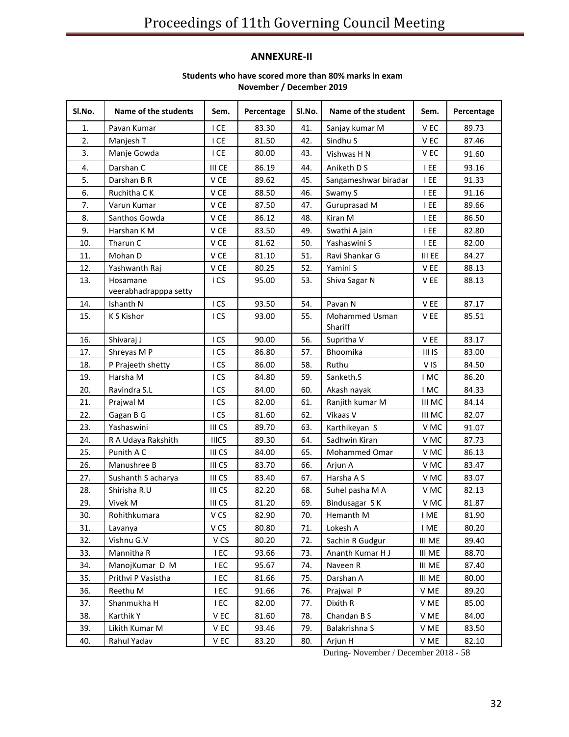## ANNEXURE-II

**Students who have scored more than 80% marks in exam November / December 2019**

| Sl.No. | Name of the students | Sem. | Percentage | Sl.No. | Name of the student | Sem. | Percentage |
|---|---|---|---|---|---|---|---|
| 1. | Pavan Kumar | I CE | 83.30 | 41. | Sanjay kumar M | V EC | 89.73 |
| 2. | Manjesh T | I CE | 81.50 | 42. | Sindhu S | V EC | 87.46 |
| 3. | Manje Gowda | I CE | 80.00 | 43. | Vishwas H N | V EC | 91.60 |
| 4. | Darshan C | III CE | 86.19 | 44. | Aniketh D S | I EE | 93.16 |
| 5. | Darshan B R | V CE | 89.62 | 45. | Sangameshwar biradar | I EE | 91.33 |
| 6. | Ruchitha C K | V CE | 88.50 | 46. | Swamy S | I EE | 91.16 |
| 7. | Varun Kumar | V CE | 87.50 | 47. | Guruprasad M | I EE | 89.66 |
| 8. | Santhos Gowda | V CE | 86.12 | 48. | Kiran M | I EE | 86.50 |
| 9. | Harshan K M | V CE | 83.50 | 49. | Swathi A jain | I EE | 82.80 |
| 10. | Tharun C | V CE | 81.62 | 50. | Yashaswini S | I EE | 82.00 |
| 11. | Mohan D | V CE | 81.10 | 51. | Ravi Shankar G | III EE | 84.27 |
| 12. | Yashwanth Raj | V CE | 80.25 | 52. | Yamini S | V EE | 88.13 |
| 13. | Hosamane veerabhadrapppa setty | I CS | 95.00 | 53. | Shiva Sagar N | V EE | 88.13 |
| 14. | Ishanth N | I CS | 93.50 | 54. | Pavan N | V EE | 87.17 |
| 15. | K S Kishor | I CS | 93.00 | 55. | Mohammed Usman Shariff | V EE | 85.51 |
| 16. | Shivaraj J | I CS | 90.00 | 56. | Supritha V | V EE | 83.17 |
| 17. | Shreyas M P | I CS | 86.80 | 57. | Bhoomika | III IS | 83.00 |
| 18. | P Prajeeth shetty | I CS | 86.00 | 58. | Ruthu | V IS | 84.50 |
| 19. | Harsha M | I CS | 84.80 | 59. | Sanketh.S | I MC | 86.20 |
| 20. | Ravindra S.L | I CS | 84.00 | 60. | Akash nayak | I MC | 84.33 |
| 21. | Prajwal M | I CS | 82.00 | 61. | Ranjith kumar M | III MC | 84.14 |
| 22. | Gagan B G | I CS | 81.60 | 62. | Vikaas V | III MC | 82.07 |
| 23. | Yashaswini | III CS | 89.70 | 63. | Karthikeyan S | V MC | 91.07 |
| 24. | R A Udaya Rakshith | IIICS | 89.30 | 64. | Sadhwin Kiran | V MC | 87.73 |
| 25. | Punith A C | III CS | 84.00 | 65. | Mohammed Omar | V MC | 86.13 |
| 26. | Manushree B | III CS | 83.70 | 66. | Arjun A | V MC | 83.47 |
| 27. | Sushanth S acharya | III CS | 83.40 | 67. | Harsha A S | V MC | 83.07 |
| 28. | Shirisha R.U | III CS | 82.20 | 68. | Suhel pasha M A | V MC | 82.13 |
| 29. | Vivek M | III CS | 81.20 | 69. | Bindusagar S K | V MC | 81.87 |
| 30. | Rohithkumara | V CS | 82.90 | 70. | Hemanth M | I ME | 81.90 |
| 31. | Lavanya | V CS | 80.80 | 71. | Lokesh A | I ME | 80.20 |
| 32. | Vishnu G.V | V CS | 80.20 | 72. | Sachin R Gudgur | III ME | 89.40 |
| 33. | Mannitha R | I EC | 93.66 | 73. | Ananth Kumar H J | III ME | 88.70 |
| 34. | ManojKumar D M | I EC | 95.67 | 74. | Naveen R | III ME | 87.40 |
| 35. | Prithvi P Vasistha | I EC | 81.66 | 75. | Darshan A | III ME | 80.00 |
| 36. | Reethu M | I EC | 91.66 | 76. | Prajwal P | V ME | 89.20 |
| 37. | Shanmukha H | I EC | 82.00 | 77. | Dixith R | V ME | 85.00 |
| 38. | Karthik Y | V EC | 81.60 | 78. | Chandan B S | V ME | 84.00 |
| 39. | Likith Kumar M | V EC | 93.46 | 79. | Balakrishna S | V ME | 83.50 |
| 40. | Rahul Yadav | V EC | 83.20 | 80. | Arjun H | V ME | 82.10 |

During- November / December 2018 - 58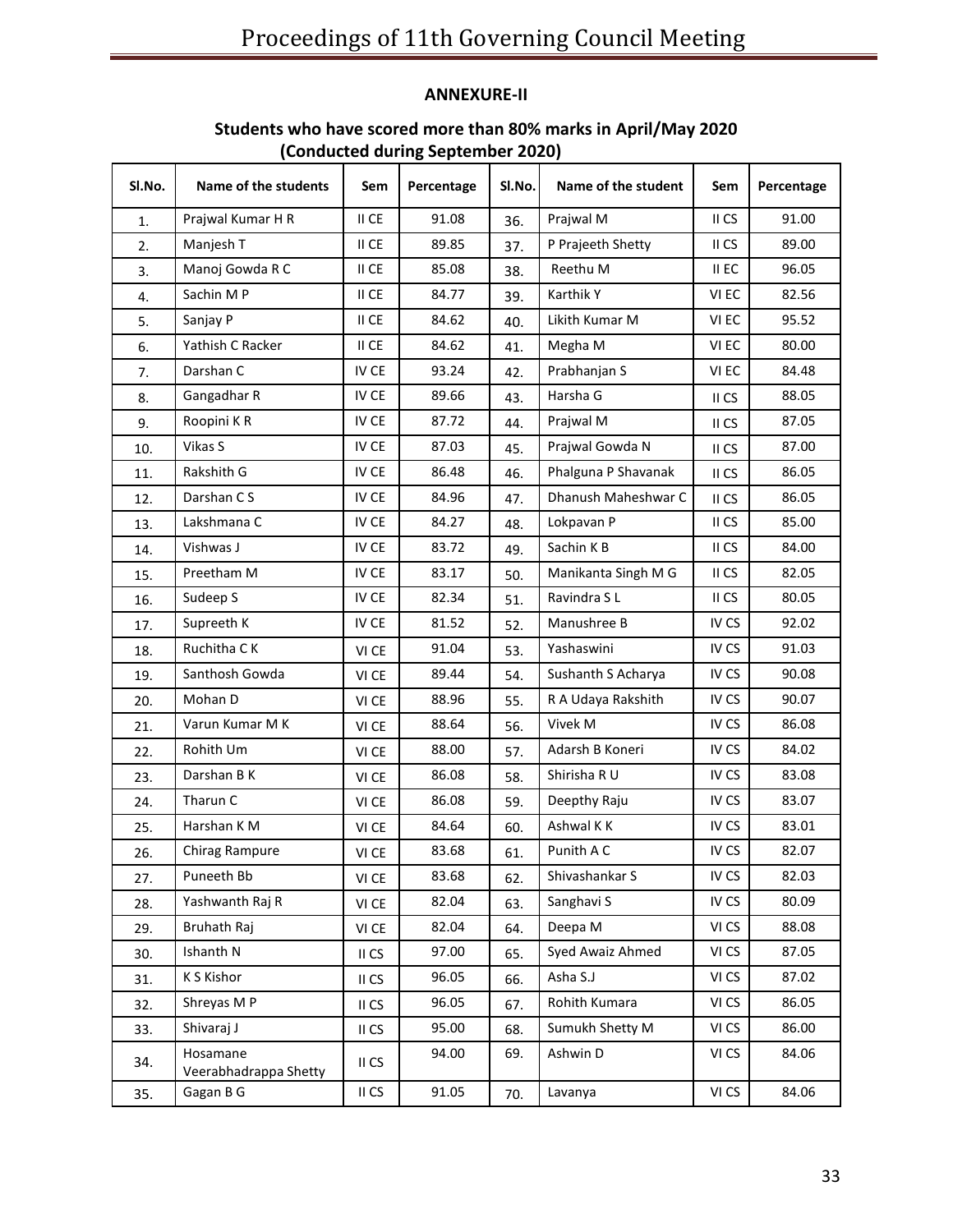## ANNEXURE-II

### Students who have scored more than 80% marks in April/May 2020 (Conducted during September 2020)

| Sl.No. | Name of the students | Sem | Percentage | Sl.No. | Name of the student | Sem | Percentage |
|---|---|---|---|---|---|---|---|
| 1. | Prajwal Kumar H R | II CE | 91.08 | 36. | Prajwal M | II CS | 91.00 |
| 2. | Manjesh T | II CE | 89.85 | 37. | P Prajeeth Shetty | II CS | 89.00 |
| 3. | Manoj Gowda R C | II CE | 85.08 | 38. | Reethu M | II EC | 96.05 |
| 4. | Sachin M P | II CE | 84.77 | 39. | Karthik Y | VI EC | 82.56 |
| 5. | Sanjay P | II CE | 84.62 | 40. | Likith Kumar M | VI EC | 95.52 |
| 6. | Yathish C Racker | II CE | 84.62 | 41. | Megha M | VI EC | 80.00 |
| 7. | Darshan C | IV CE | 93.24 | 42. | Prabhanjan S | VI EC | 84.48 |
| 8. | Gangadhar R | IV CE | 89.66 | 43. | Harsha G | II CS | 88.05 |
| 9. | Roopini K R | IV CE | 87.72 | 44. | Prajwal M | II CS | 87.05 |
| 10. | Vikas S | IV CE | 87.03 | 45. | Prajwal Gowda N | II CS | 87.00 |
| 11. | Rakshith G | IV CE | 86.48 | 46. | Phalguna P Shavanak | II CS | 86.05 |
| 12. | Darshan C S | IV CE | 84.96 | 47. | Dhanush Maheshwar C | II CS | 86.05 |
| 13. | Lakshmana C | IV CE | 84.27 | 48. | Lokpavan P | II CS | 85.00 |
| 14. | Vishwas J | IV CE | 83.72 | 49. | Sachin K B | II CS | 84.00 |
| 15. | Preetham M | IV CE | 83.17 | 50. | Manikanta Singh M G | II CS | 82.05 |
| 16. | Sudeep S | IV CE | 82.34 | 51. | Ravindra S L | II CS | 80.05 |
| 17. | Supreeth K | IV CE | 81.52 | 52. | Manushree B | IV CS | 92.02 |
| 18. | Ruchitha C K | VI CE | 91.04 | 53. | Yashaswini | IV CS | 91.03 |
| 19. | Santhosh Gowda | VI CE | 89.44 | 54. | Sushanth S Acharya | IV CS | 90.08 |
| 20. | Mohan D | VI CE | 88.96 | 55. | R A Udaya Rakshith | IV CS | 90.07 |
| 21. | Varun Kumar M K | VI CE | 88.64 | 56. | Vivek M | IV CS | 86.08 |
| 22. | Rohith Um | VI CE | 88.00 | 57. | Adarsh B Koneri | IV CS | 84.02 |
| 23. | Darshan B K | VI CE | 86.08 | 58. | Shirisha R U | IV CS | 83.08 |
| 24. | Tharun C | VI CE | 86.08 | 59. | Deepthy Raju | IV CS | 83.07 |
| 25. | Harshan K M | VI CE | 84.64 | 60. | Ashwal K K | IV CS | 83.01 |
| 26. | Chirag Rampure | VI CE | 83.68 | 61. | Punith A C | IV CS | 82.07 |
| 27. | Puneeth Bb | VI CE | 83.68 | 62. | Shivashankar S | IV CS | 82.03 |
| 28. | Yashwanth Raj R | VI CE | 82.04 | 63. | Sanghavi S | IV CS | 80.09 |
| 29. | Bruhath Raj | VI CE | 82.04 | 64. | Deepa M | VI CS | 88.08 |
| 30. | Ishanth N | II CS | 97.00 | 65. | Syed Awaiz Ahmed | VI CS | 87.05 |
| 31. | K S Kishor | II CS | 96.05 | 66. | Asha S.J | VI CS | 87.02 |
| 32. | Shreyas M P | II CS | 96.05 | 67. | Rohith Kumara | VI CS | 86.05 |
| 33. | Shivaraj J | II CS | 95.00 | 68. | Sumukh Shetty M | VI CS | 86.00 |
| 34. | Hosamane Veerabhadrappa Shetty | II CS | 94.00 | 69. | Ashwin D | VI CS | 84.06 |
| 35. | Gagan B G | II CS | 91.05 | 70. | Lavanya | VI CS | 84.06 |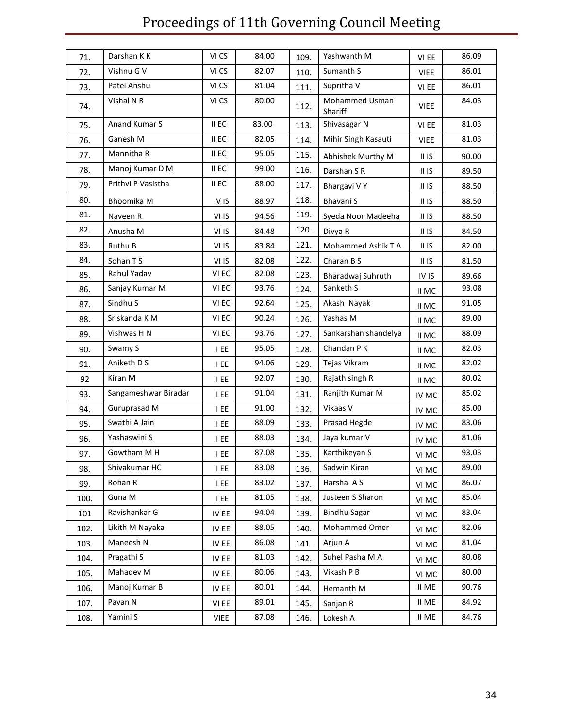| | | | | | | | |
|---|---|---|---|---|---|---|---|
| 71. | Darshan K K | VI CS | 84.00 | 109. | Yashwanth M | VI EE | 86.09 |
| 72. | Vishnu G V | VI CS | 82.07 | 110. | Sumanth S | VIEE | 86.01 |
| 73. | Patel Anshu | VI CS | 81.04 | 111. | Supritha V | VI EE | 86.01 |
| 74. | Vishal N R | VI CS | 80.00 | 112. | Mohammed Usman Shariff | VIEE | 84.03 |
| 75. | Anand Kumar S | II EC | 83.00 | 113. | Shivasagar N | VI EE | 81.03 |
| 76. | Ganesh M | II EC | 82.05 | 114. | Mihir Singh Kasauti | VIEE | 81.03 |
| 77. | Mannitha R | II EC | 95.05 | 115. | Abhishek Murthy M | II IS | 90.00 |
| 78. | Manoj Kumar D M | II EC | 99.00 | 116. | Darshan S R | II IS | 89.50 |
| 79. | Prithvi P Vasistha | II EC | 88.00 | 117. | Bhargavi V Y | II IS | 88.50 |
| 80. | Bhoomika M | IV IS | 88.97 | 118. | Bhavani S | II IS | 88.50 |
| 81. | Naveen R | VI IS | 94.56 | 119. | Syeda Noor Madeeha | II IS | 88.50 |
| 82. | Anusha M | VI IS | 84.48 | 120. | Divya R | II IS | 84.50 |
| 83. | Ruthu B | VI IS | 83.84 | 121. | Mohammed Ashik T A | II IS | 82.00 |
| 84. | Sohan T S | VI IS | 82.08 | 122. | Charan B S | II IS | 81.50 |
| 85. | Rahul Yadav | VI EC | 82.08 | 123. | Bharadwaj Suhruth | IV IS | 89.66 |
| 86. | Sanjay Kumar M | VI EC | 93.76 | 124. | Sanketh S | II MC | 93.08 |
| 87. | Sindhu S | VI EC | 92.64 | 125. | Akash Nayak | II MC | 91.05 |
| 88. | Sriskanda K M | VI EC | 90.24 | 126. | Yashas M | II MC | 89.00 |
| 89. | Vishwas H N | VI EC | 93.76 | 127. | Sankarshan shandelya | II MC | 88.09 |
| 90. | Swamy S | II EE | 95.05 | 128. | Chandan P K | II MC | 82.03 |
| 91. | Aniketh D S | II EE | 94.06 | 129. | Tejas Vikram | II MC | 82.02 |
| 92 | Kiran M | II EE | 92.07 | 130. | Rajath singh R | II MC | 80.02 |
| 93. | Sangameshwar Biradar | II EE | 91.04 | 131. | Ranjith Kumar M | IV MC | 85.02 |
| 94. | Guruprasad M | II EE | 91.00 | 132. | Vikaas V | IV MC | 85.00 |
| 95. | Swathi A Jain | II EE | 88.09 | 133. | Prasad Hegde | IV MC | 83.06 |
| 96. | Yashaswini S | II EE | 88.03 | 134. | Jaya kumar V | IV MC | 81.06 |
| 97. | Gowtham M H | II EE | 87.08 | 135. | Karthikeyan S | VI MC | 93.03 |
| 98. | Shivakumar HC | II EE | 83.08 | 136. | Sadwin Kiran | VI MC | 89.00 |
| 99. | Rohan R | II EE | 83.02 | 137. | Harsha A S | VI MC | 86.07 |
| 100. | Guna M | II EE | 81.05 | 138. | Justeen S Sharon | VI MC | 85.04 |
| 101 | Ravishankar G | IV EE | 94.04 | 139. | Bindhu Sagar | VI MC | 83.04 |
| 102. | Likith M Nayaka | IV EE | 88.05 | 140. | Mohammed Omer | VI MC | 82.06 |
| 103. | Maneesh N | IV EE | 86.08 | 141. | Arjun A | VI MC | 81.04 |
| 104. | Pragathi S | IV EE | 81.03 | 142. | Suhel Pasha M A | VI MC | 80.08 |
| 105. | Mahadev M | IV EE | 80.06 | 143. | Vikash P B | VI MC | 80.00 |
| 106. | Manoj Kumar B | IV EE | 80.01 | 144. | Hemanth M | II ME | 90.76 |
| 107. | Pavan N | VI EE | 89.01 | 145. | Sanjan R | II ME | 84.92 |
| 108. | Yamini S | VIEE | 87.08 | 146. | Lokesh A | II ME | 84.76 |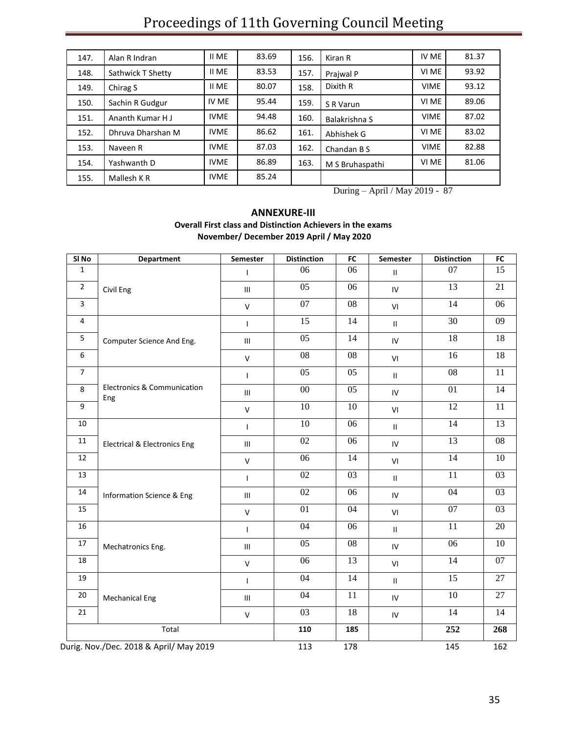| | | | | | | | |
|---|---|---|---|---|---|---|---|
| 147. | Alan R Indran | II ME | 83.69 | 156. | Kiran R | IV ME | 81.37 |
| 148. | Sathwick T Shetty | II ME | 83.53 | 157. | Prajwal P | VI ME | 93.92 |
| 149. | Chirag S | II ME | 80.07 | 158. | Dixith R | VIME | 93.12 |
| 150. | Sachin R Gudgur | IV ME | 95.44 | 159. | S R Varun | VI ME | 89.06 |
| 151. | Ananth Kumar H J | IVME | 94.48 | 160. | Balakrishna S | VIME | 87.02 |
| 152. | Dhruva Dharshan M | IVME | 86.62 | 161. | Abhishek G | VI ME | 83.02 |
| 153. | Naveen R | IVME | 87.03 | 162. | Chandan B S | VIME | 82.88 |
| 154. | Yashwanth D | IVME | 86.89 | 163. | M S Bruhaspathi | VI ME | 81.06 |
| 155. | Mallesh K R | IVME | 85.24 | | | | |

During – April / May 2019 - 87

## ANNEXURE-III

**Overall First class and Distinction Achievers in the exams**
**November/ December 2019 April / May 2020**

| Sl No | Department | Semester | Distinction | FC | Semester | Distinction | FC |
|---|---|---|---|---|---|---|---|
| 1 | Civil Eng | I | 06 | 06 | II | 07 | 15 |
| 2 | | III | 05 | 06 | IV | 13 | 21 |
| 3 | | V | 07 | 08 | VI | 14 | 06 |
| 4 | Computer Science And Eng. | I | 15 | 14 | II | 30 | 09 |
| 5 | | III | 05 | 14 | IV | 18 | 18 |
| 6 | | V | 08 | 08 | VI | 16 | 18 |
| 7 | Electronics & Communication Eng | I | 05 | 05 | II | 08 | 11 |
| 8 | | III | 00 | 05 | IV | 01 | 14 |
| 9 | | V | 10 | 10 | VI | 12 | 11 |
| 10 | Electrical & Electronics Eng | I | 10 | 06 | II | 14 | 13 |
| 11 | | III | 02 | 06 | IV | 13 | 08 |
| 12 | | V | 06 | 14 | VI | 14 | 10 |
| 13 | Information Science & Eng | I | 02 | 03 | II | 11 | 03 |
| 14 | | III | 02 | 06 | IV | 04 | 03 |
| 15 | | V | 01 | 04 | VI | 07 | 03 |
| 16 | Mechatronics Eng. | I | 04 | 06 | II | 11 | 20 |
| 17 | | III | 05 | 08 | IV | 06 | 10 |
| 18 | | V | 06 | 13 | VI | 14 | 07 |
| 19 | Mechanical Eng | I | 04 | 14 | II | 15 | 27 |
| 20 | | III | 04 | 11 | IV | 10 | 27 |
| 21 | | V | 03 | 18 | IV | 14 | 14 |
| Total | | | **110** | **185** | | **252** | **268** |
| Durig. Nov./Dec. 2018 & April/ May 2019 | | | 113 | 178 | | 145 | 162 |